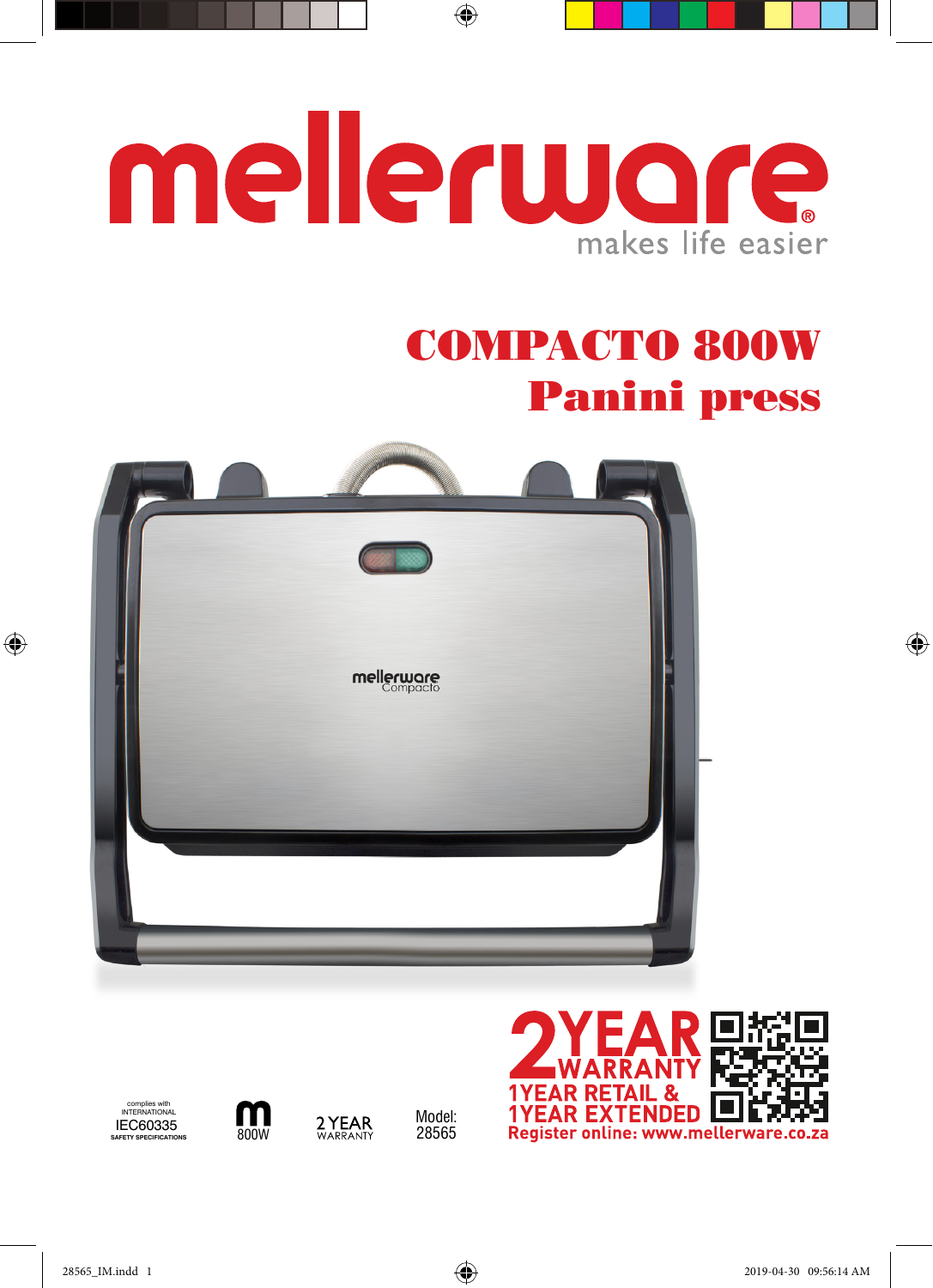# mellerware

makes life easier

## COMPACTO 800W
## Panini press

complies with INTERNATIONAL
IEC60335
SAFETY SPECIFICATIONS

800W

2 YEAR WARRANTY

Model: 28565

**2 YEAR WARRANTY**
**1 YEAR RETAIL &**
**1 YEAR EXTENDED**
**Register online: www.mellerware.co.za**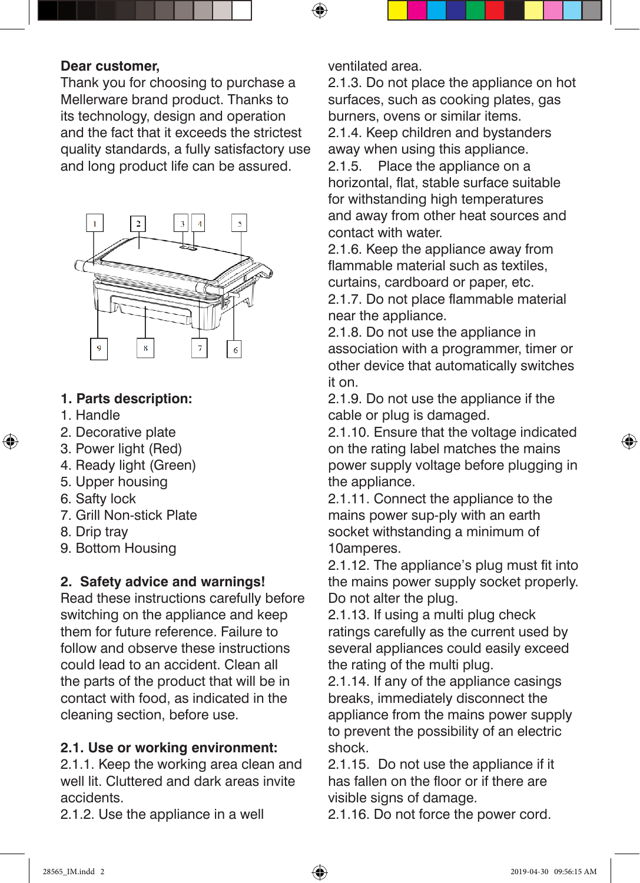**Dear customer,**
Thank you for choosing to purchase a Mellerware brand product. Thanks to its technology, design and operation and the fact that it exceeds the strictest quality standards, a fully satisfactory use and long product life can be assured.

## 1. Parts description:

1. Handle
2. Decorative plate
3. Power light (Red)
4. Ready light (Green)
5. Upper housing
6. Safty lock
7. Grill Non-stick Plate
8. Drip tray
9. Bottom Housing

## 2. Safety advice and warnings!

Read these instructions carefully before switching on the appliance and keep them for future reference. Failure to follow and observe these instructions could lead to an accident. Clean all the parts of the product that will be in contact with food, as indicated in the cleaning section, before use.

### 2.1. Use or working environment:

2.1.1. Keep the working area clean and well lit. Cluttered and dark areas invite accidents.
2.1.2. Use the appliance in a well ventilated area.
2.1.3. Do not place the appliance on hot surfaces, such as cooking plates, gas burners, ovens or similar items.
2.1.4. Keep children and bystanders away when using this appliance.
2.1.5. Place the appliance on a horizontal, flat, stable surface suitable for withstanding high temperatures and away from other heat sources and contact with water.
2.1.6. Keep the appliance away from flammable material such as textiles, curtains, cardboard or paper, etc.
2.1.7. Do not place flammable material near the appliance.
2.1.8. Do not use the appliance in association with a programmer, timer or other device that automatically switches it on.
2.1.9. Do not use the appliance if the cable or plug is damaged.
2.1.10. Ensure that the voltage indicated on the rating label matches the mains power supply voltage before plugging in the appliance.
2.1.11. Connect the appliance to the mains power sup-ply with an earth socket withstanding a minimum of 10amperes.
2.1.12. The appliance's plug must fit into the mains power supply socket properly. Do not alter the plug.
2.1.13. If using a multi plug check ratings carefully as the current used by several appliances could easily exceed the rating of the multi plug.
2.1.14. If any of the appliance casings breaks, immediately disconnect the appliance from the mains power supply to prevent the possibility of an electric shock.
2.1.15. Do not use the appliance if it has fallen on the floor or if there are visible signs of damage.
2.1.16. Do not force the power cord.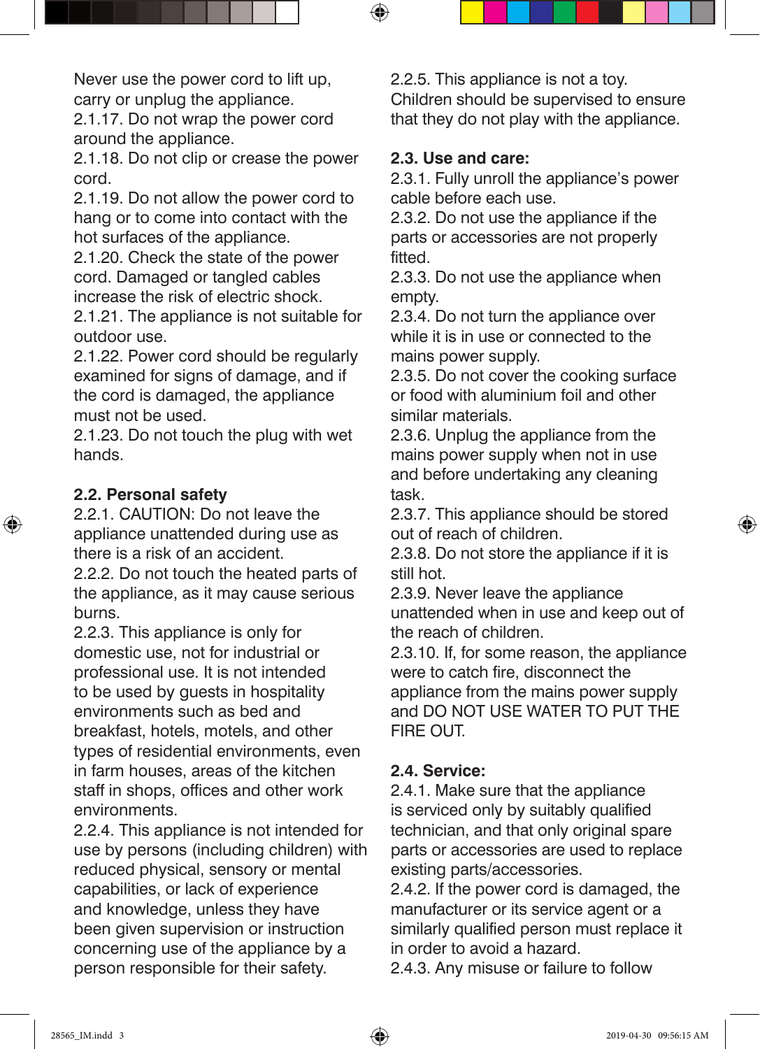Never use the power cord to lift up, carry or unplug the appliance.

2.1.17. Do not wrap the power cord around the appliance.

2.1.18. Do not clip or crease the power cord.

2.1.19. Do not allow the power cord to hang or to come into contact with the hot surfaces of the appliance.

2.1.20. Check the state of the power cord. Damaged or tangled cables increase the risk of electric shock.

2.1.21. The appliance is not suitable for outdoor use.

2.1.22. Power cord should be regularly examined for signs of damage, and if the cord is damaged, the appliance must not be used.

2.1.23. Do not touch the plug with wet hands.

**2.2. Personal safety**

2.2.1. CAUTION: Do not leave the appliance unattended during use as there is a risk of an accident.

2.2.2. Do not touch the heated parts of the appliance, as it may cause serious burns.

2.2.3. This appliance is only for domestic use, not for industrial or professional use. It is not intended to be used by guests in hospitality environments such as bed and breakfast, hotels, motels, and other types of residential environments, even in farm houses, areas of the kitchen staff in shops, offices and other work environments.

2.2.4. This appliance is not intended for use by persons (including children) with reduced physical, sensory or mental capabilities, or lack of experience and knowledge, unless they have been given supervision or instruction concerning use of the appliance by a person responsible for their safety.

2.2.5. This appliance is not a toy. Children should be supervised to ensure that they do not play with the appliance.

**2.3. Use and care:**

2.3.1. Fully unroll the appliance's power cable before each use.

2.3.2. Do not use the appliance if the parts or accessories are not properly fitted.

2.3.3. Do not use the appliance when empty.

2.3.4. Do not turn the appliance over while it is in use or connected to the mains power supply.

2.3.5. Do not cover the cooking surface or food with aluminium foil and other similar materials.

2.3.6. Unplug the appliance from the mains power supply when not in use and before undertaking any cleaning task.

2.3.7. This appliance should be stored out of reach of children.

2.3.8. Do not store the appliance if it is still hot.

2.3.9. Never leave the appliance unattended when in use and keep out of the reach of children.

2.3.10. If, for some reason, the appliance were to catch fire, disconnect the appliance from the mains power supply and DO NOT USE WATER TO PUT THE FIRE OUT.

**2.4. Service:**

2.4.1. Make sure that the appliance is serviced only by suitably qualified technician, and that only original spare parts or accessories are used to replace existing parts/accessories.

2.4.2. If the power cord is damaged, the manufacturer or its service agent or a similarly qualified person must replace it in order to avoid a hazard.

2.4.3. Any misuse or failure to follow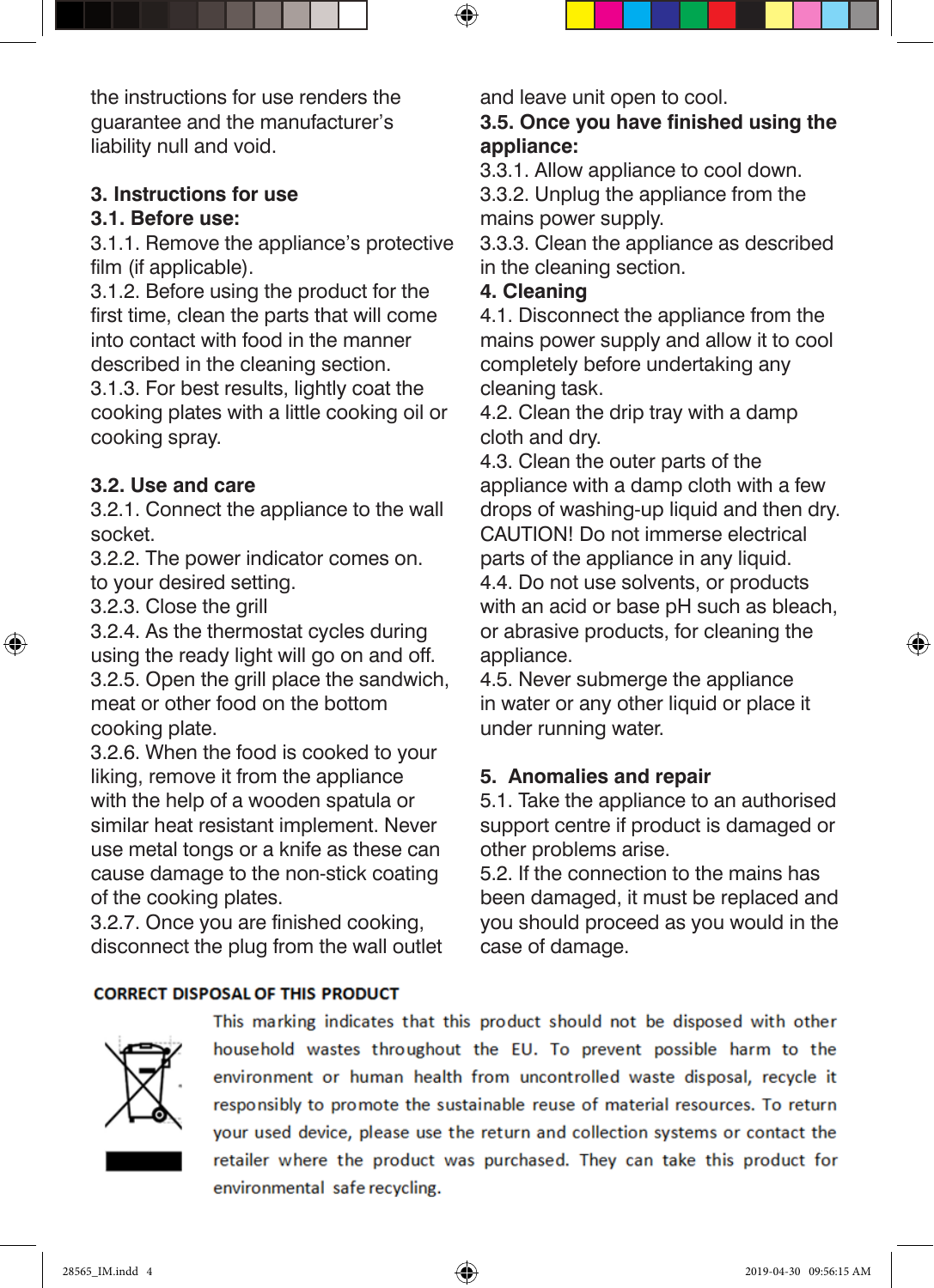the instructions for use renders the guarantee and the manufacturer's liability null and void.

## 3. Instructions for use

### 3.1. Before use:

3.1.1. Remove the appliance's protective film (if applicable).
3.1.2. Before using the product for the first time, clean the parts that will come into contact with food in the manner described in the cleaning section.
3.1.3. For best results, lightly coat the cooking plates with a little cooking oil or cooking spray.

### 3.2. Use and care

3.2.1. Connect the appliance to the wall socket.
3.2.2. The power indicator comes on. to your desired setting.
3.2.3. Close the grill
3.2.4. As the thermostat cycles during using the ready light will go on and off.
3.2.5. Open the grill place the sandwich, meat or other food on the bottom cooking plate.
3.2.6. When the food is cooked to your liking, remove it from the appliance with the help of a wooden spatula or similar heat resistant implement. Never use metal tongs or a knife as these can cause damage to the non-stick coating of the cooking plates.
3.2.7. Once you are finished cooking, disconnect the plug from the wall outlet and leave unit open to cool.

### 3.5. Once you have finished using the appliance:

3.3.1. Allow appliance to cool down.
3.3.2. Unplug the appliance from the mains power supply.
3.3.3. Clean the appliance as described in the cleaning section.

## 4. Cleaning

4.1. Disconnect the appliance from the mains power supply and allow it to cool completely before undertaking any cleaning task.
4.2. Clean the drip tray with a damp cloth and dry.
4.3. Clean the outer parts of the appliance with a damp cloth with a few drops of washing-up liquid and then dry.
CAUTION! Do not immerse electrical parts of the appliance in any liquid.
4.4. Do not use solvents, or products with an acid or base pH such as bleach, or abrasive products, for cleaning the appliance.
4.5. Never submerge the appliance in water or any other liquid or place it under running water.

## 5. Anomalies and repair

5.1. Take the appliance to an authorised support centre if product is damaged or other problems arise.
5.2. If the connection to the mains has been damaged, it must be replaced and you should proceed as you would in the case of damage.

**CORRECT DISPOSAL OF THIS PRODUCT**

This marking indicates that this product should not be disposed with other household wastes throughout the EU. To prevent possible harm to the environment or human health from uncontrolled waste disposal, recycle it responsibly to promote the sustainable reuse of material resources. To return your used device, please use the return and collection systems or contact the retailer where the product was purchased. They can take this product for environmental safe recycling.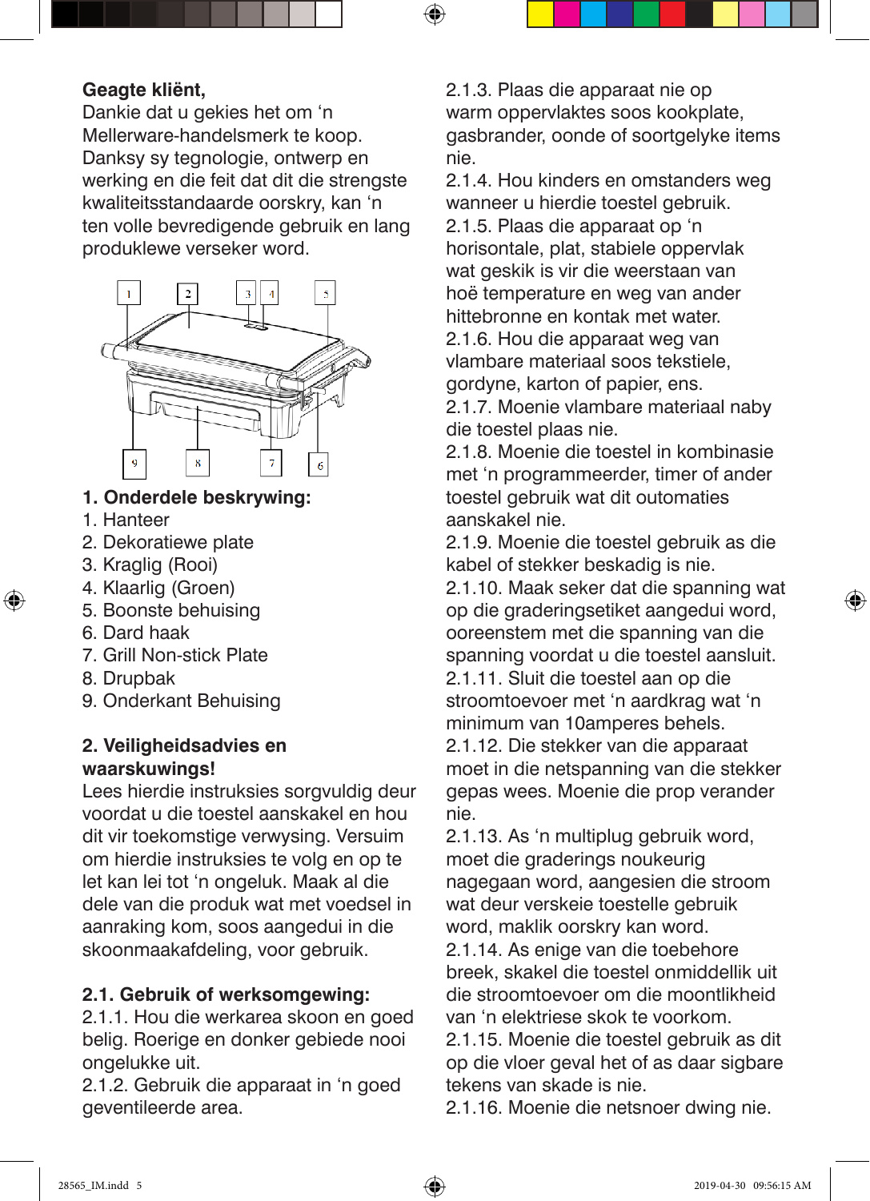**Geagte kliënt,**
Dankie dat u gekies het om 'n Mellerware-handelsmerk te koop. Danksy sy tegnologie, ontwerp en werking en die feit dat dit die strengste kwaliteitsstandaarde oorskry, kan 'n ten volle bevredigende gebruik en lang produklewe verseker word.

## 1. Onderdele beskrywing:

1. Hanteer
2. Dekoratiewe plate
3. Kraglig (Rooi)
4. Klaarlig (Groen)
5. Boonste behuising
6. Dard haak
7. Grill Non-stick Plate
8. Drupbak
9. Onderkant Behuising

## 2. Veiligheidsadvies en waarskuwings!

Lees hierdie instruksies sorgvuldig deur voordat u die toestel aanskakel en hou dit vir toekomstige verwysing. Versuim om hierdie instruksies te volg en op te let kan lei tot 'n ongeluk. Maak al die dele van die produk wat met voedsel in aanraking kom, soos aangedui in die skoonmaakafdeling, voor gebruik.

### 2.1. Gebruik of werksomgewing:

2.1.1. Hou die werkarea skoon en goed belig. Roerige en donker gebiede nooi ongelukke uit.
2.1.2. Gebruik die apparaat in 'n goed geventileerde area.
2.1.3. Plaas die apparaat nie op warm oppervlaktes soos kookplate, gasbrander, oonde of soortgelyke items nie.
2.1.4. Hou kinders en omstanders weg wanneer u hierdie toestel gebruik.
2.1.5. Plaas die apparaat op 'n horisontale, plat, stabiele oppervlak wat geskik is vir die weerstaan van hoë temperature en weg van ander hittebronne en kontak met water.
2.1.6. Hou die apparaat weg van vlambare materiaal soos tekstiele, gordyne, karton of papier, ens.
2.1.7. Moenie vlambare materiaal naby die toestel plaas nie.
2.1.8. Moenie die toestel in kombinasie met 'n programmeerder, timer of ander toestel gebruik wat dit outomaties aanskakel nie.
2.1.9. Moenie die toestel gebruik as die kabel of stekker beskadig is nie.
2.1.10. Maak seker dat die spanning wat op die graderingsetiket aangedui word, ooreenstem met die spanning van die spanning voordat u die toestel aansluit.
2.1.11. Sluit die toestel aan op die stroomtoevoer met 'n aardkrag wat 'n minimum van 10amperes behels.
2.1.12. Die stekker van die apparaat moet in die netspanning van die stekker gepas wees. Moenie die prop verander nie.
2.1.13. As 'n multiplug gebruik word, moet die graderings noukeurig nagegaan word, aangesien die stroom wat deur verskeie toestelle gebruik word, maklik oorskry kan word.
2.1.14. As enige van die toebehore breek, skakel die toestel onmiddellik uit die stroomtoevoer om die moontlikheid van 'n elektriese skok te voorkom.
2.1.15. Moenie die toestel gebruik as dit op die vloer geval het of as daar sigbare tekens van skade is nie.
2.1.16. Moenie die netsnoer dwing nie.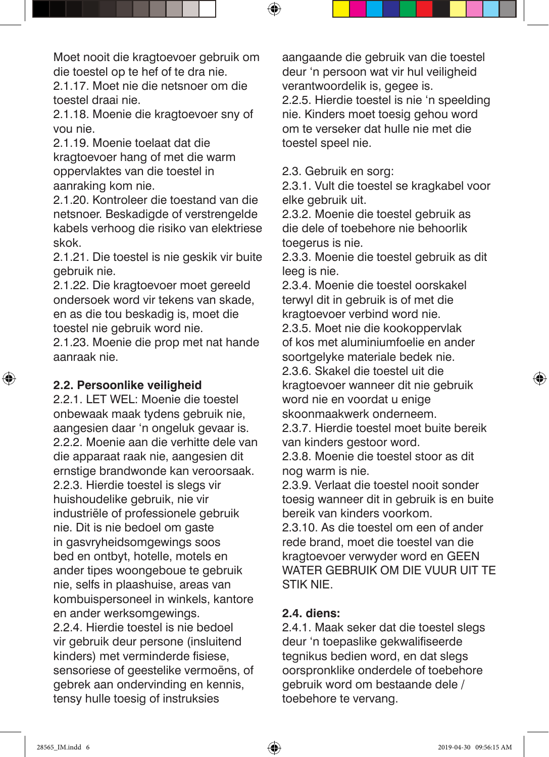Moet nooit die kragtoevoer gebruik om die toestel op te hef of te dra nie.

2.1.17. Moet nie die netsnoer om die toestel draai nie.

2.1.18. Moenie die kragtoevoer sny of vou nie.

2.1.19. Moenie toelaat dat die kragtoevoer hang of met die warm oppervlaktes van die toestel in aanraking kom nie.

2.1.20. Kontroleer die toestand van die netsnoer. Beskadigde of verstrengelde kabels verhoog die risiko van elektriese skok.

2.1.21. Die toestel is nie geskik vir buite gebruik nie.

2.1.22. Die kragtoevoer moet gereeld ondersoek word vir tekens van skade, en as die tou beskadig is, moet die toestel nie gebruik word nie.

2.1.23. Moenie die prop met nat hande aanraak nie.

**2.2. Persoonlike veiligheid**

2.2.1. LET WEL: Moenie die toestel onbewaak maak tydens gebruik nie, aangesien daar 'n ongeluk gevaar is.

2.2.2. Moenie aan die verhitte dele van die apparaat raak nie, aangesien dit ernstige brandwonde kan veroorsaak.

2.2.3. Hierdie toestel is slegs vir huishoudelike gebruik, nie vir industriële of professionele gebruik nie. Dit is nie bedoel om gaste in gasvryheidsomgewings soos bed en ontbyt, hotelle, motels en ander tipes woongeboue te gebruik nie, selfs in plaashuise, areas van kombuispersoneel in winkels, kantore en ander werksomgewings.

2.2.4. Hierdie toestel is nie bedoel vir gebruik deur persone (insluitend kinders) met verminderde fisiese, sensoriese of geestelike vermoëns, of gebrek aan ondervinding en kennis, tensy hulle toesig of instruksies aangaande die gebruik van die toestel deur 'n persoon wat vir hul veiligheid verantwoordelik is, gegee is.

2.2.5. Hierdie toestel is nie 'n speelding nie. Kinders moet toesig gehou word om te verseker dat hulle nie met die toestel speel nie.

2.3. Gebruik en sorg:

2.3.1. Vult die toestel se kragkabel voor elke gebruik uit.

2.3.2. Moenie die toestel gebruik as die dele of toebehore nie behoorlik toegerus is nie.

2.3.3. Moenie die toestel gebruik as dit leeg is nie.

2.3.4. Moenie die toestel oorskakel terwyl dit in gebruik is of met die kragtoevoer verbind word nie.

2.3.5. Moet nie die kookoppervlak of kos met aluminiumfoelie en ander soortgelyke materiale bedek nie.

2.3.6. Skakel die toestel uit die kragtoevoer wanneer dit nie gebruik word nie en voordat u enige skoonmaakwerk onderneem.

2.3.7. Hierdie toestel moet buite bereik van kinders gestoor word.

2.3.8. Moenie die toestel stoor as dit nog warm is nie.

2.3.9. Verlaat die toestel nooit sonder toesig wanneer dit in gebruik is en buite bereik van kinders voorkom.

2.3.10. As die toestel om een of ander rede brand, moet die toestel van die kragtoevoer verwyder word en GEEN WATER GEBRUIK OM DIE VUUR UIT TE STIK NIE.

**2.4. diens:**

2.4.1. Maak seker dat die toestel slegs deur 'n toepaslike gekwalifiseerde tegnikus bedien word, en dat slegs oorspronklike onderdele of toebehore gebruik word om bestaande dele / toebehore te vervang.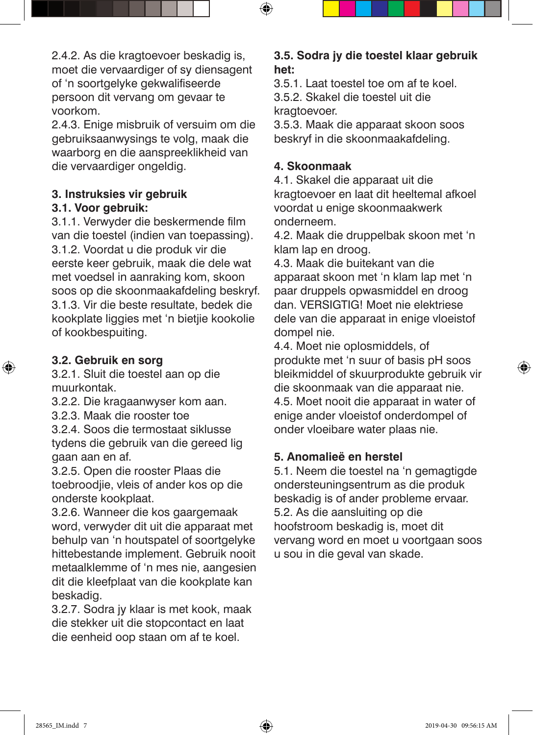2.4.2. As die kragtoevoer beskadig is, moet die vervaardiger of sy diensagent of 'n soortgelyke gekwalifiseerde persoon dit vervang om gevaar te voorkom.
2.4.3. Enige misbruik of versuim om die gebruiksaanwysings te volg, maak die waarborg en die aanspreeklikheid van die vervaardiger ongeldig.

## 3. Instruksies vir gebruik

### 3.1. Voor gebruik:

3.1.1. Verwyder die beskermende film van die toestel (indien van toepassing).
3.1.2. Voordat u die produk vir die eerste keer gebruik, maak die dele wat met voedsel in aanraking kom, skoon soos op die skoonmaakafdeling beskryf.
3.1.3. Vir die beste resultate, bedek die kookplate liggies met 'n bietjie kookolie of kookbespuiting.

### 3.2. Gebruik en sorg

3.2.1. Sluit die toestel aan op die muurkontak.
3.2.2. Die kragaanwyser kom aan.
3.2.3. Maak die rooster toe
3.2.4. Soos die termostaat siklusse tydens die gebruik van die gereed lig gaan aan en af.
3.2.5. Open die rooster Plaas die toebroodjie, vleis of ander kos op die onderste kookplaat.
3.2.6. Wanneer die kos gaargemaak word, verwyder dit uit die apparaat met behulp van 'n houtspatel of soortgelyke hittebestande implement. Gebruik nooit metaalklemme of 'n mes nie, aangesien dit die kleefplaat van die kookplate kan beskadig.
3.2.7. Sodra jy klaar is met kook, maak die stekker uit die stopcontact en laat die eenheid oop staan om af te koel.

### 3.5. Sodra jy die toestel klaar gebruik het:

3.5.1. Laat toestel toe om af te koel.
3.5.2. Skakel die toestel uit die kragtoevoer.
3.5.3. Maak die apparaat skoon soos beskryf in die skoonmaakafdeling.

## 4. Skoonmaak

4.1. Skakel die apparaat uit die kragtoevoer en laat dit heeltemal afkoel voordat u enige skoonmaakwerk onderneem.
4.2. Maak die druppelbak skoon met 'n klam lap en droog.
4.3. Maak die buitekant van die apparaat skoon met 'n klam lap met 'n paar druppels opwasmiddel en droog dan. VERSIGTIG! Moet nie elektriese dele van die apparaat in enige vloeistof dompel nie.
4.4. Moet nie oplosmiddels, of produkte met 'n suur of basis pH soos bleikmiddel of skuurprodukte gebruik vir die skoonmaak van die apparaat nie.
4.5. Moet nooit die apparaat in water of enige ander vloeistof onderdompel of onder vloeibare water plaas nie.

## 5. Anomalieë en herstel

5.1. Neem die toestel na 'n gemagtigde ondersteuningsentrum as die produk beskadig is of ander probleme ervaar.
5.2. As die aansluiting op die hoofstroom beskadig is, moet dit vervang word en moet u voortgaan soos u sou in die geval van skade.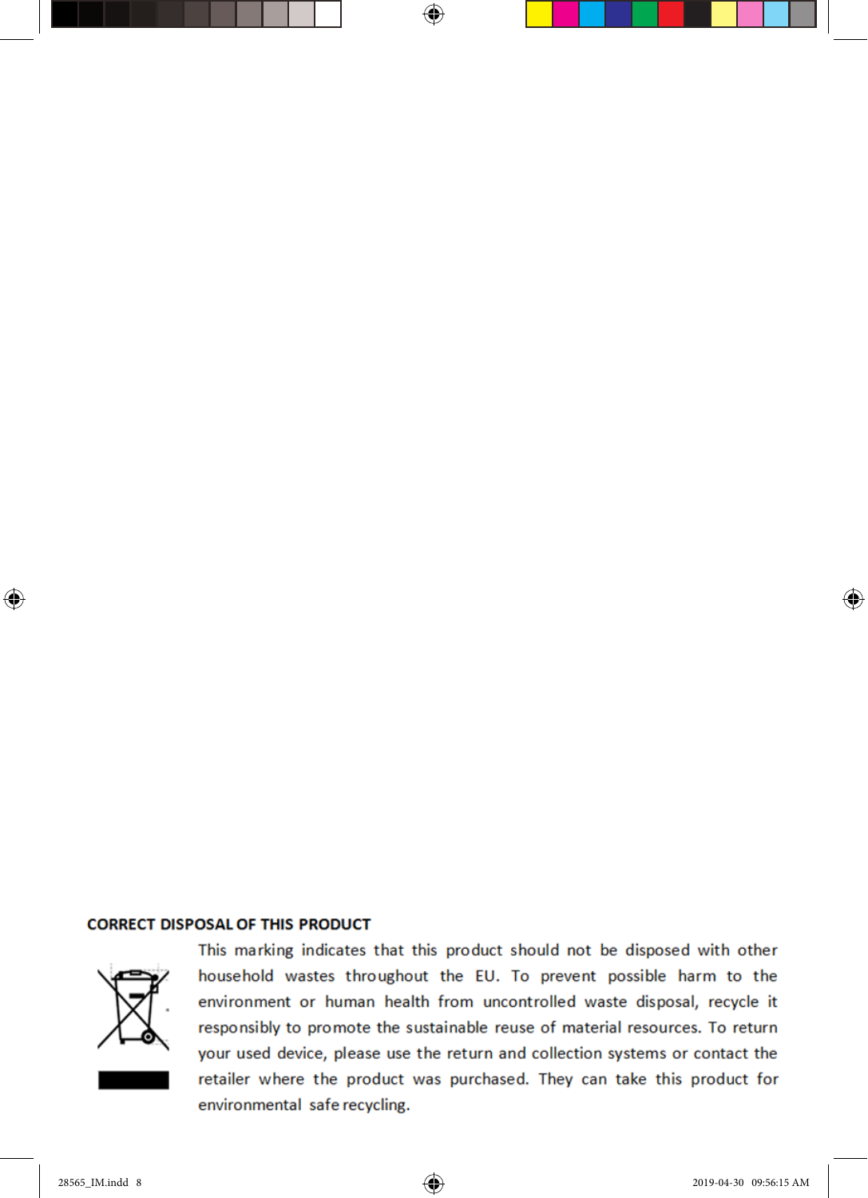## CORRECT DISPOSAL OF THIS PRODUCT

This marking indicates that this product should not be disposed with other household wastes throughout the EU. To prevent possible harm to the environment or human health from uncontrolled waste disposal, recycle it responsibly to promote the sustainable reuse of material resources. To return your used device, please use the return and collection systems or contact the retailer where the product was purchased. They can take this product for environmental safe recycling.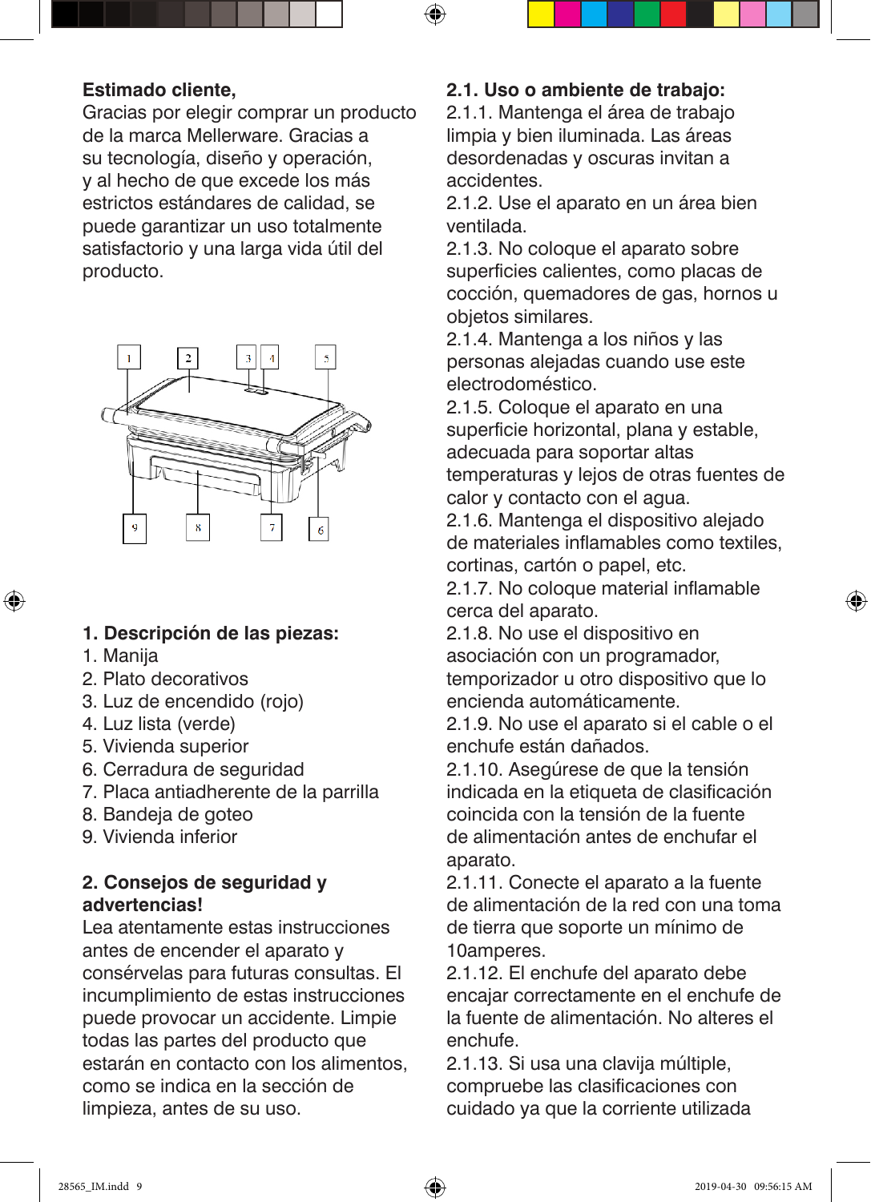**Estimado cliente,**
Gracias por elegir comprar un producto de la marca Mellerware. Gracias a su tecnología, diseño y operación, y al hecho de que excede los más estrictos estándares de calidad, se puede garantizar un uso totalmente satisfactorio y una larga vida útil del producto.

## 1. Descripción de las piezas:

1. Manija
2. Plato decorativos
3. Luz de encendido (rojo)
4. Luz lista (verde)
5. Vivienda superior
6. Cerradura de seguridad
7. Placa antiadherente de la parrilla
8. Bandeja de goteo
9. Vivienda inferior

## 2. Consejos de seguridad y advertencias!

Lea atentamente estas instrucciones antes de encender el aparato y consérvelas para futuras consultas. El incumplimiento de estas instrucciones puede provocar un accidente. Limpie todas las partes del producto que estarán en contacto con los alimentos, como se indica en la sección de limpieza, antes de su uso.

### 2.1. Uso o ambiente de trabajo:

2.1.1. Mantenga el área de trabajo limpia y bien iluminada. Las áreas desordenadas y oscuras invitan a accidentes.
2.1.2. Use el aparato en un área bien ventilada.
2.1.3. No coloque el aparato sobre superficies calientes, como placas de cocción, quemadores de gas, hornos u objetos similares.
2.1.4. Mantenga a los niños y las personas alejadas cuando use este electrodoméstico.
2.1.5. Coloque el aparato en una superficie horizontal, plana y estable, adecuada para soportar altas temperaturas y lejos de otras fuentes de calor y contacto con el agua.
2.1.6. Mantenga el dispositivo alejado de materiales inflamables como textiles, cortinas, cartón o papel, etc.
2.1.7. No coloque material inflamable cerca del aparato.
2.1.8. No use el dispositivo en asociación con un programador, temporizador u otro dispositivo que lo encienda automáticamente.
2.1.9. No use el aparato si el cable o el enchufe están dañados.
2.1.10. Asegúrese de que la tensión indicada en la etiqueta de clasificación coincida con la tensión de la fuente de alimentación antes de enchufar el aparato.
2.1.11. Conecte el aparato a la fuente de alimentación de la red con una toma de tierra que soporte un mínimo de 10amperes.
2.1.12. El enchufe del aparato debe encajar correctamente en el enchufe de la fuente de alimentación. No alteres el enchufe.
2.1.13. Si usa una clavija múltiple, compruebe las clasificaciones con cuidado ya que la corriente utilizada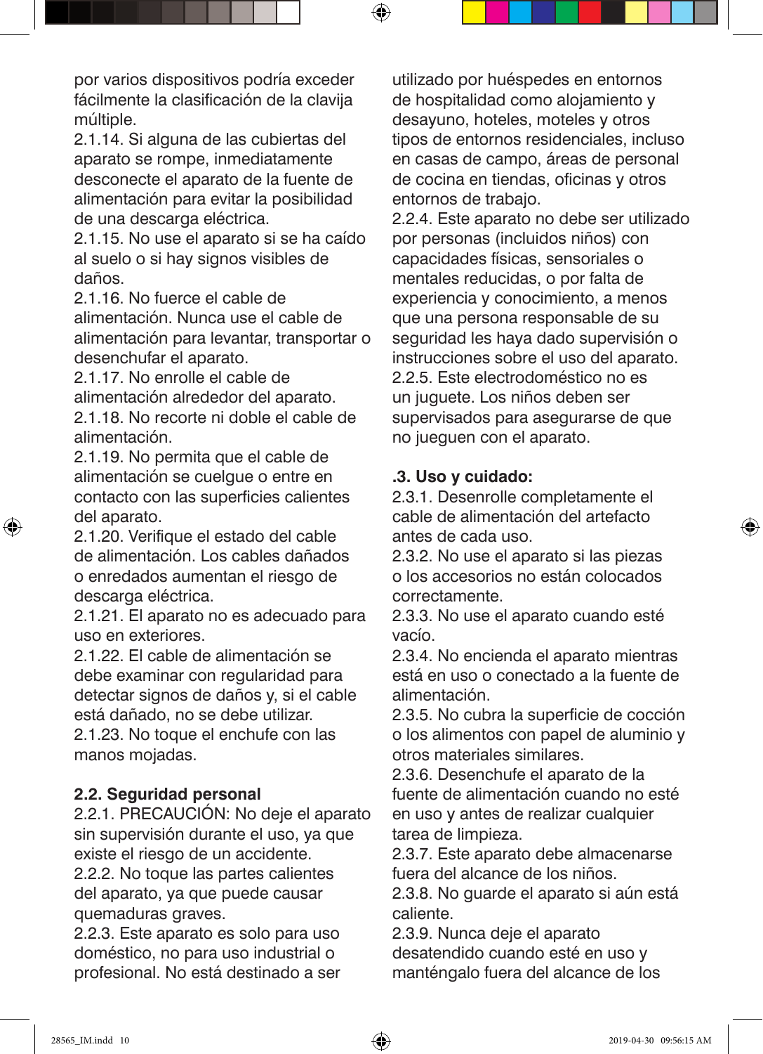por varios dispositivos podría exceder fácilmente la clasificación de la clavija múltiple.

2.1.14. Si alguna de las cubiertas del aparato se rompe, inmediatamente desconecte el aparato de la fuente de alimentación para evitar la posibilidad de una descarga eléctrica.

2.1.15. No use el aparato si se ha caído al suelo o si hay signos visibles de daños.

2.1.16. No fuerce el cable de alimentación. Nunca use el cable de alimentación para levantar, transportar o desenchufar el aparato.

2.1.17. No enrolle el cable de alimentación alrededor del aparato.

2.1.18. No recorte ni doble el cable de alimentación.

2.1.19. No permita que el cable de alimentación se cuelgue o entre en contacto con las superficies calientes del aparato.

2.1.20. Verifique el estado del cable de alimentación. Los cables dañados o enredados aumentan el riesgo de descarga eléctrica.

2.1.21. El aparato no es adecuado para uso en exteriores.

2.1.22. El cable de alimentación se debe examinar con regularidad para detectar signos de daños y, si el cable está dañado, no se debe utilizar.

2.1.23. No toque el enchufe con las manos mojadas.

**2.2. Seguridad personal**

2.2.1. PRECAUCIÓN: No deje el aparato sin supervisión durante el uso, ya que existe el riesgo de un accidente.

2.2.2. No toque las partes calientes del aparato, ya que puede causar quemaduras graves.

2.2.3. Este aparato es solo para uso doméstico, no para uso industrial o profesional. No está destinado a ser utilizado por huéspedes en entornos de hospitalidad como alojamiento y desayuno, hoteles, moteles y otros tipos de entornos residenciales, incluso en casas de campo, áreas de personal de cocina en tiendas, oficinas y otros entornos de trabajo.

2.2.4. Este aparato no debe ser utilizado por personas (incluidos niños) con capacidades físicas, sensoriales o mentales reducidas, o por falta de experiencia y conocimiento, a menos que una persona responsable de su seguridad les haya dado supervisión o instrucciones sobre el uso del aparato.

2.2.5. Este electrodoméstico no es un juguete. Los niños deben ser supervisados para asegurarse de que no jueguen con el aparato.

**.3. Uso y cuidado:**

2.3.1. Desenrolle completamente el cable de alimentación del artefacto antes de cada uso.

2.3.2. No use el aparato si las piezas o los accesorios no están colocados correctamente.

2.3.3. No use el aparato cuando esté vacío.

2.3.4. No encienda el aparato mientras está en uso o conectado a la fuente de alimentación.

2.3.5. No cubra la superficie de cocción o los alimentos con papel de aluminio y otros materiales similares.

2.3.6. Desenchufe el aparato de la fuente de alimentación cuando no esté en uso y antes de realizar cualquier tarea de limpieza.

2.3.7. Este aparato debe almacenarse fuera del alcance de los niños.

2.3.8. No guarde el aparato si aún está caliente.

2.3.9. Nunca deje el aparato desatendido cuando esté en uso y manténgalo fuera del alcance de los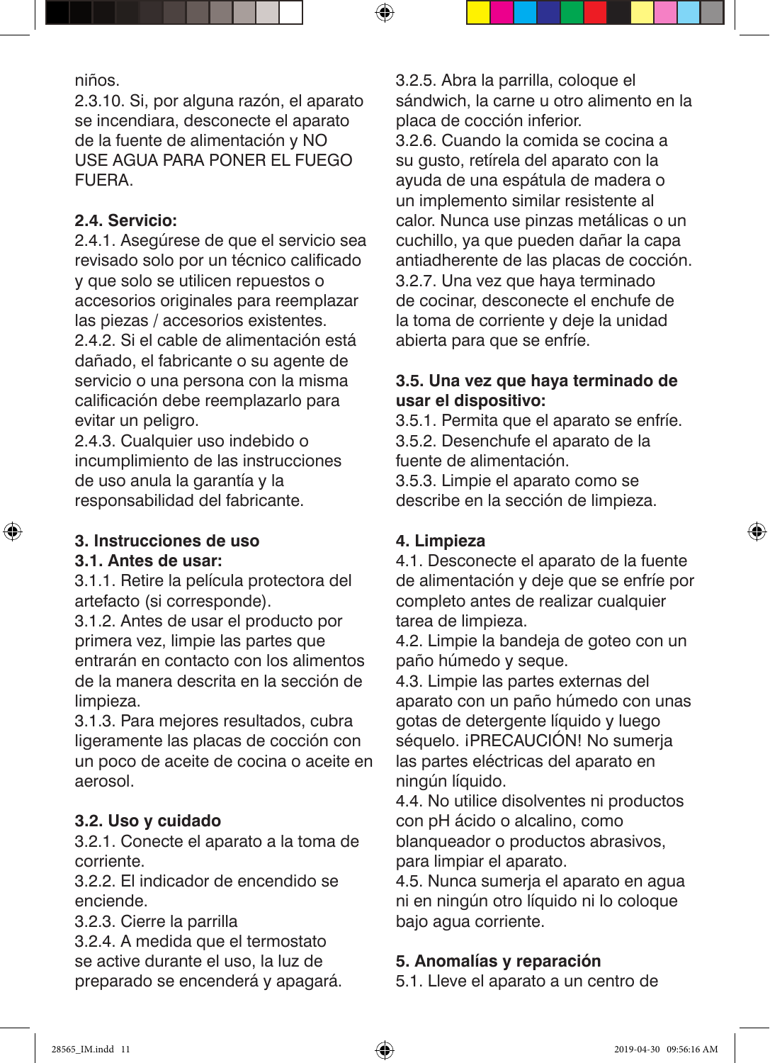niños.

2.3.10. Si, por alguna razón, el aparato se incendiara, desconecte el aparato de la fuente de alimentación y NO USE AGUA PARA PONER EL FUEGO FUERA.

**2.4. Servicio:**

2.4.1. Asegúrese de que el servicio sea revisado solo por un técnico calificado y que solo se utilicen repuestos o accesorios originales para reemplazar las piezas / accesorios existentes.

2.4.2. Si el cable de alimentación está dañado, el fabricante o su agente de servicio o una persona con la misma calificación debe reemplazarlo para evitar un peligro.

2.4.3. Cualquier uso indebido o incumplimiento de las instrucciones de uso anula la garantía y la responsabilidad del fabricante.

## 3. Instrucciones de uso

**3.1. Antes de usar:**

3.1.1. Retire la película protectora del artefacto (si corresponde).

3.1.2. Antes de usar el producto por primera vez, limpie las partes que entrarán en contacto con los alimentos de la manera descrita en la sección de limpieza.

3.1.3. Para mejores resultados, cubra ligeramente las placas de cocción con un poco de aceite de cocina o aceite en aerosol.

**3.2. Uso y cuidado**

3.2.1. Conecte el aparato a la toma de corriente.

3.2.2. El indicador de encendido se enciende.

3.2.3. Cierre la parrilla

3.2.4. A medida que el termostato se active durante el uso, la luz de preparado se encenderá y apagará.

3.2.5. Abra la parrilla, coloque el sándwich, la carne u otro alimento en la placa de cocción inferior.

3.2.6. Cuando la comida se cocina a su gusto, retírela del aparato con la ayuda de una espátula de madera o un implemento similar resistente al calor. Nunca use pinzas metálicas o un cuchillo, ya que pueden dañar la capa antiadherente de las placas de cocción.

3.2.7. Una vez que haya terminado de cocinar, desconecte el enchufe de la toma de corriente y deje la unidad abierta para que se enfríe.

**3.5. Una vez que haya terminado de usar el dispositivo:**

3.5.1. Permita que el aparato se enfríe.

3.5.2. Desenchufe el aparato de la fuente de alimentación.

3.5.3. Limpie el aparato como se describe en la sección de limpieza.

## 4. Limpieza

4.1. Desconecte el aparato de la fuente de alimentación y deje que se enfríe por completo antes de realizar cualquier tarea de limpieza.

4.2. Limpie la bandeja de goteo con un paño húmedo y seque.

4.3. Limpie las partes externas del aparato con un paño húmedo con unas gotas de detergente líquido y luego séquelo. ¡PRECAUCIÓN! No sumerja las partes eléctricas del aparato en ningún líquido.

4.4. No utilice disolventes ni productos con pH ácido o alcalino, como blanqueador o productos abrasivos, para limpiar el aparato.

4.5. Nunca sumerja el aparato en agua ni en ningún otro líquido ni lo coloque bajo agua corriente.

## 5. Anomalías y reparación

5.1. Lleve el aparato a un centro de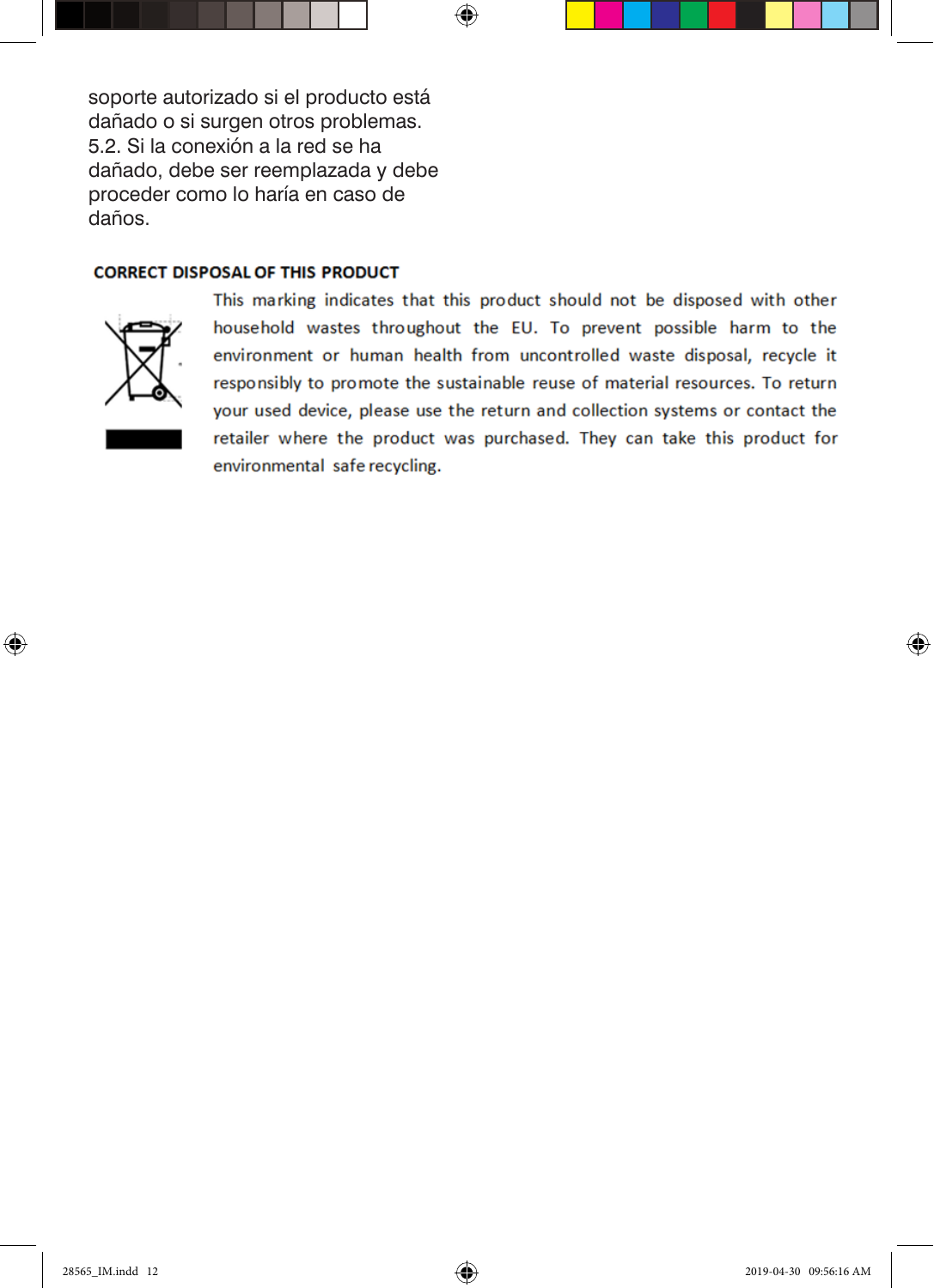soporte autorizado si el producto está dañado o si surgen otros problemas.

5.2. Si la conexión a la red se ha dañado, debe ser reemplazada y debe proceder como lo haría en caso de daños.

**CORRECT DISPOSAL OF THIS PRODUCT**

This marking indicates that this product should not be disposed with other household wastes throughout the EU. To prevent possible harm to the environment or human health from uncontrolled waste disposal, recycle it responsibly to promote the sustainable reuse of material resources. To return your used device, please use the return and collection systems or contact the retailer where the product was purchased. They can take this product for environmental safe recycling.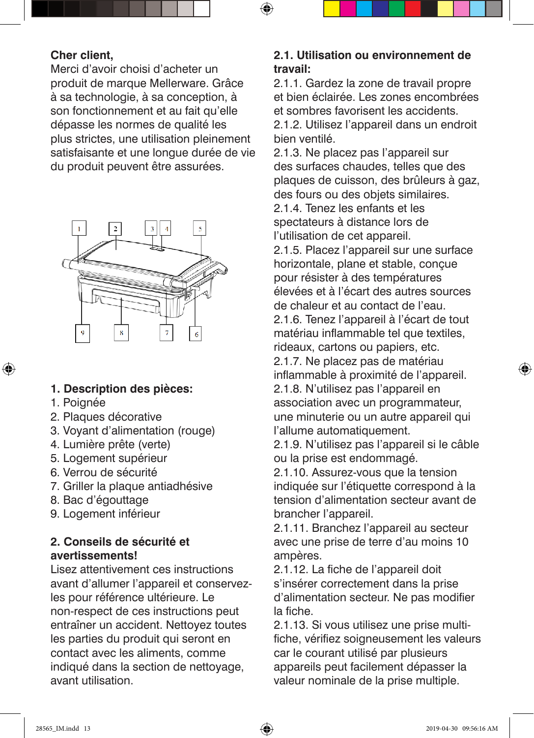**Cher client,**
Merci d'avoir choisi d'acheter un produit de marque Mellerware. Grâce à sa technologie, à sa conception, à son fonctionnement et au fait qu'elle dépasse les normes de qualité les plus strictes, une utilisation pleinement satisfaisante et une longue durée de vie du produit peuvent être assurées.

## 1. Description des pièces:

1. Poignée
2. Plaques décorative
3. Voyant d'alimentation (rouge)
4. Lumière prête (verte)
5. Logement supérieur
6. Verrou de sécurité
7. Griller la plaque antiadhésive
8. Bac d'égouttage
9. Logement inférieur

## 2. Conseils de sécurité et avertissements!

Lisez attentivement ces instructions avant d'allumer l'appareil et conservez-les pour référence ultérieure. Le non-respect de ces instructions peut entraîner un accident. Nettoyez toutes les parties du produit qui seront en contact avec les aliments, comme indiqué dans la section de nettoyage, avant utilisation.

### 2.1. Utilisation ou environnement de travail:

2.1.1. Gardez la zone de travail propre et bien éclairée. Les zones encombrées et sombres favorisent les accidents.
2.1.2. Utilisez l'appareil dans un endroit bien ventilé.
2.1.3. Ne placez pas l'appareil sur des surfaces chaudes, telles que des plaques de cuisson, des brûleurs à gaz, des fours ou des objets similaires.
2.1.4. Tenez les enfants et les spectateurs à distance lors de l'utilisation de cet appareil.
2.1.5. Placez l'appareil sur une surface horizontale, plane et stable, conçue pour résister à des températures élevées et à l'écart des autres sources de chaleur et au contact de l'eau.
2.1.6. Tenez l'appareil à l'écart de tout matériau inflammable tel que textiles, rideaux, cartons ou papiers, etc.
2.1.7. Ne placez pas de matériau inflammable à proximité de l'appareil.
2.1.8. N'utilisez pas l'appareil en association avec un programmateur, une minuterie ou un autre appareil qui l'allume automatiquement.
2.1.9. N'utilisez pas l'appareil si le câble ou la prise est endommagé.
2.1.10. Assurez-vous que la tension indiquée sur l'étiquette correspond à la tension d'alimentation secteur avant de brancher l'appareil.
2.1.11. Branchez l'appareil au secteur avec une prise de terre d'au moins 10 ampères.
2.1.12. La fiche de l'appareil doit s'insérer correctement dans la prise d'alimentation secteur. Ne pas modifier la fiche.
2.1.13. Si vous utilisez une prise multi-fiche, vérifiez soigneusement les valeurs car le courant utilisé par plusieurs appareils peut facilement dépasser la valeur nominale de la prise multiple.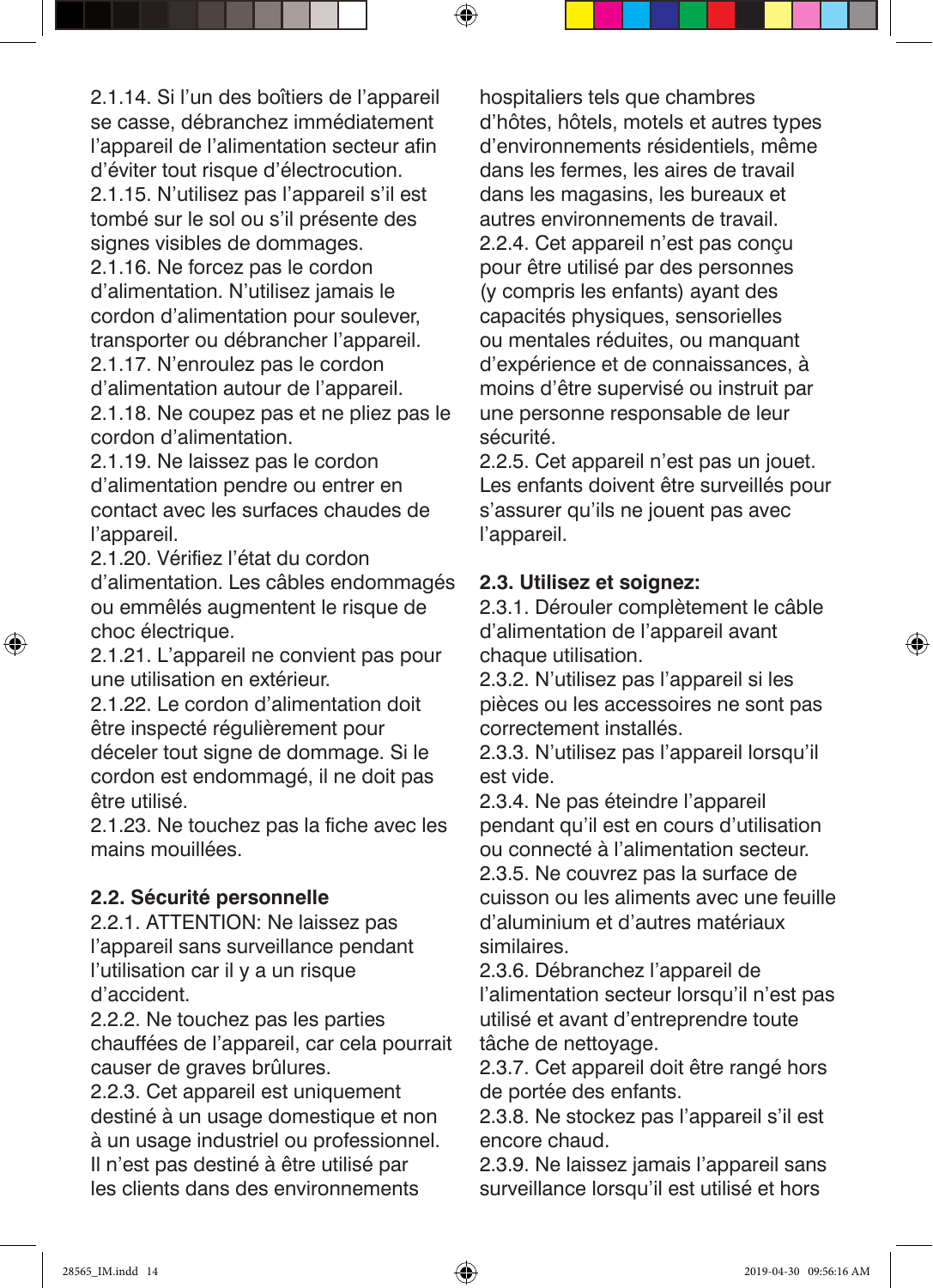2.1.14. Si l'un des boîtiers de l'appareil se casse, débranchez immédiatement l'appareil de l'alimentation secteur afin d'éviter tout risque d'électrocution.
2.1.15. N'utilisez pas l'appareil s'il est tombé sur le sol ou s'il présente des signes visibles de dommages.
2.1.16. Ne forcez pas le cordon d'alimentation. N'utilisez jamais le cordon d'alimentation pour soulever, transporter ou débrancher l'appareil.
2.1.17. N'enroulez pas le cordon d'alimentation autour de l'appareil.
2.1.18. Ne coupez pas et ne pliez pas le cordon d'alimentation.
2.1.19. Ne laissez pas le cordon d'alimentation pendre ou entrer en contact avec les surfaces chaudes de l'appareil.
2.1.20. Vérifiez l'état du cordon d'alimentation. Les câbles endommagés ou emmêlés augmentent le risque de choc électrique.
2.1.21. L'appareil ne convient pas pour une utilisation en extérieur.
2.1.22. Le cordon d'alimentation doit être inspecté régulièrement pour déceler tout signe de dommage. Si le cordon est endommagé, il ne doit pas être utilisé.
2.1.23. Ne touchez pas la fiche avec les mains mouillées.

**2.2. Sécurité personnelle**

2.2.1. ATTENTION: Ne laissez pas l'appareil sans surveillance pendant l'utilisation car il y a un risque d'accident.
2.2.2. Ne touchez pas les parties chauffées de l'appareil, car cela pourrait causer de graves brûlures.
2.2.3. Cet appareil est uniquement destiné à un usage domestique et non à un usage industriel ou professionnel. Il n'est pas destiné à être utilisé par les clients dans des environnements hospitaliers tels que chambres d'hôtes, hôtels, motels et autres types d'environnements résidentiels, même dans les fermes, les aires de travail dans les magasins, les bureaux et autres environnements de travail.
2.2.4. Cet appareil n'est pas conçu pour être utilisé par des personnes (y compris les enfants) ayant des capacités physiques, sensorielles ou mentales réduites, ou manquant d'expérience et de connaissances, à moins d'être supervisé ou instruit par une personne responsable de leur sécurité.
2.2.5. Cet appareil n'est pas un jouet. Les enfants doivent être surveillés pour s'assurer qu'ils ne jouent pas avec l'appareil.

**2.3. Utilisez et soignez:**

2.3.1. Dérouler complètement le câble d'alimentation de l'appareil avant chaque utilisation.
2.3.2. N'utilisez pas l'appareil si les pièces ou les accessoires ne sont pas correctement installés.
2.3.3. N'utilisez pas l'appareil lorsqu'il est vide.
2.3.4. Ne pas éteindre l'appareil pendant qu'il est en cours d'utilisation ou connecté à l'alimentation secteur.
2.3.5. Ne couvrez pas la surface de cuisson ou les aliments avec une feuille d'aluminium et d'autres matériaux similaires.
2.3.6. Débranchez l'appareil de l'alimentation secteur lorsqu'il n'est pas utilisé et avant d'entreprendre toute tâche de nettoyage.
2.3.7. Cet appareil doit être rangé hors de portée des enfants.
2.3.8. Ne stockez pas l'appareil s'il est encore chaud.
2.3.9. Ne laissez jamais l'appareil sans surveillance lorsqu'il est utilisé et hors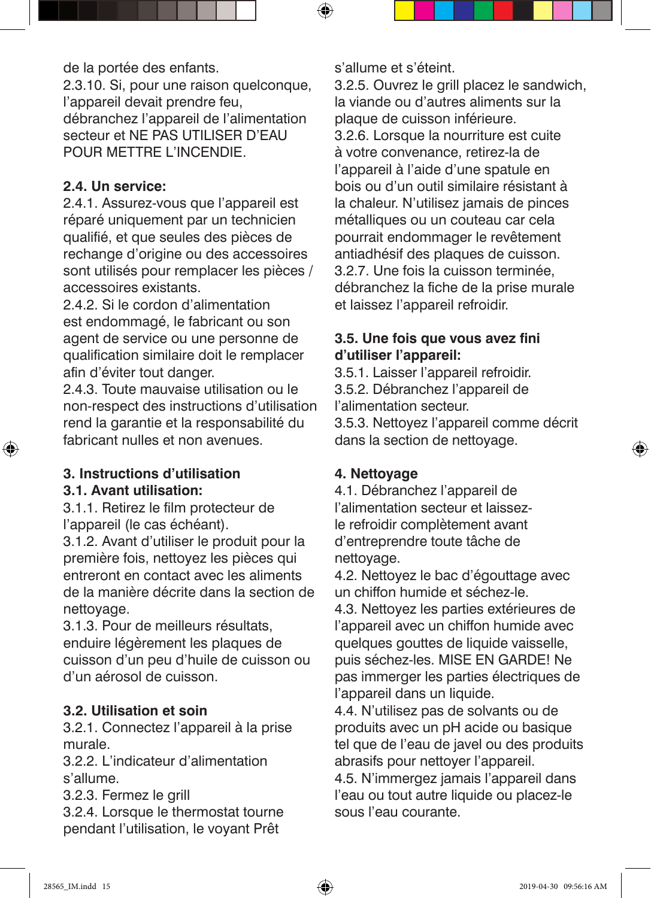de la portée des enfants.
2.3.10. Si, pour une raison quelconque, l'appareil devait prendre feu, débranchez l'appareil de l'alimentation secteur et NE PAS UTILISER D'EAU POUR METTRE L'INCENDIE.

**2.4. Un service:**
2.4.1. Assurez-vous que l'appareil est réparé uniquement par un technicien qualifié, et que seules des pièces de rechange d'origine ou des accessoires sont utilisés pour remplacer les pièces / accessoires existants.
2.4.2. Si le cordon d'alimentation est endommagé, le fabricant ou son agent de service ou une personne de qualification similaire doit le remplacer afin d'éviter tout danger.
2.4.3. Toute mauvaise utilisation ou le non-respect des instructions d'utilisation rend la garantie et la responsabilité du fabricant nulles et non avenues.

## 3. Instructions d'utilisation

**3.1. Avant utilisation:**
3.1.1. Retirez le film protecteur de l'appareil (le cas échéant).
3.1.2. Avant d'utiliser le produit pour la première fois, nettoyez les pièces qui entreront en contact avec les aliments de la manière décrite dans la section de nettoyage.
3.1.3. Pour de meilleurs résultats, enduire légèrement les plaques de cuisson d'un peu d'huile de cuisson ou d'un aérosol de cuisson.

**3.2. Utilisation et soin**
3.2.1. Connectez l'appareil à la prise murale.
3.2.2. L'indicateur d'alimentation s'allume.
3.2.3. Fermez le grill
3.2.4. Lorsque le thermostat tourne pendant l'utilisation, le voyant Prêt s'allume et s'éteint.
3.2.5. Ouvrez le grill placez le sandwich, la viande ou d'autres aliments sur la plaque de cuisson inférieure.
3.2.6. Lorsque la nourriture est cuite à votre convenance, retirez-la de l'appareil à l'aide d'une spatule en bois ou d'un outil similaire résistant à la chaleur. N'utilisez jamais de pinces métalliques ou un couteau car cela pourrait endommager le revêtement antiadhésif des plaques de cuisson.
3.2.7. Une fois la cuisson terminée, débranchez la fiche de la prise murale et laissez l'appareil refroidir.

**3.5. Une fois que vous avez fini d'utiliser l'appareil:**
3.5.1. Laisser l'appareil refroidir.
3.5.2. Débranchez l'appareil de l'alimentation secteur.
3.5.3. Nettoyez l'appareil comme décrit dans la section de nettoyage.

## 4. Nettoyage

4.1. Débranchez l'appareil de l'alimentation secteur et laissez-le refroidir complètement avant d'entreprendre toute tâche de nettoyage.
4.2. Nettoyez le bac d'égouttage avec un chiffon humide et séchez-le.
4.3. Nettoyez les parties extérieures de l'appareil avec un chiffon humide avec quelques gouttes de liquide vaisselle, puis séchez-les. MISE EN GARDE! Ne pas immerger les parties électriques de l'appareil dans un liquide.
4.4. N'utilisez pas de solvants ou de produits avec un pH acide ou basique tel que de l'eau de javel ou des produits abrasifs pour nettoyer l'appareil.
4.5. N'immergez jamais l'appareil dans l'eau ou tout autre liquide ou placez-le sous l'eau courante.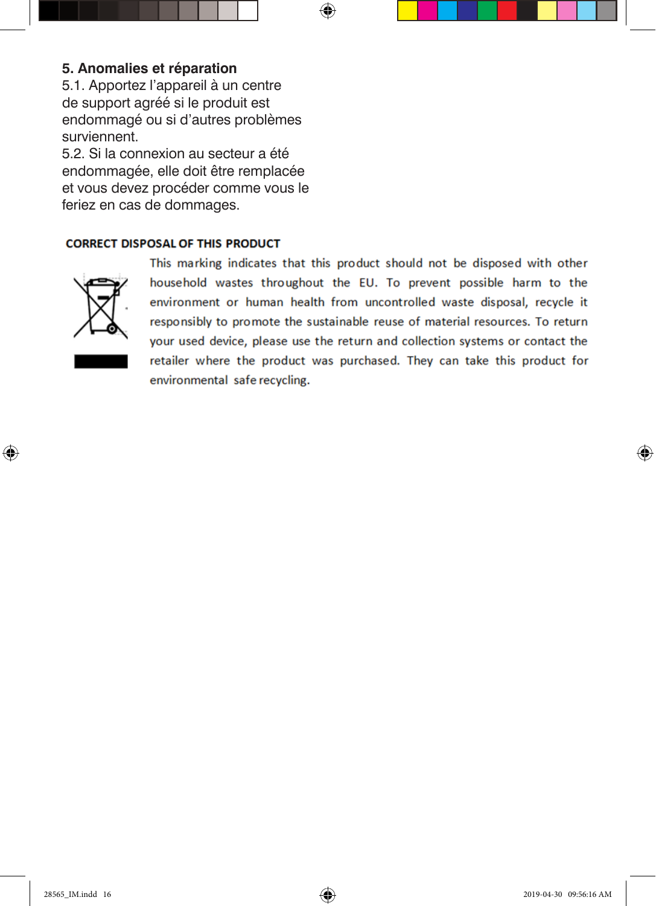## 5. Anomalies et réparation

5.1. Apportez l'appareil à un centre de support agréé si le produit est endommagé ou si d'autres problèmes surviennent.

5.2. Si la connexion au secteur a été endommagée, elle doit être remplacée et vous devez procéder comme vous le feriez en cas de dommages.

**CORRECT DISPOSAL OF THIS PRODUCT**

This marking indicates that this product should not be disposed with other household wastes throughout the EU. To prevent possible harm to the environment or human health from uncontrolled waste disposal, recycle it responsibly to promote the sustainable reuse of material resources. To return your used device, please use the return and collection systems or contact the retailer where the product was purchased. They can take this product for environmental safe recycling.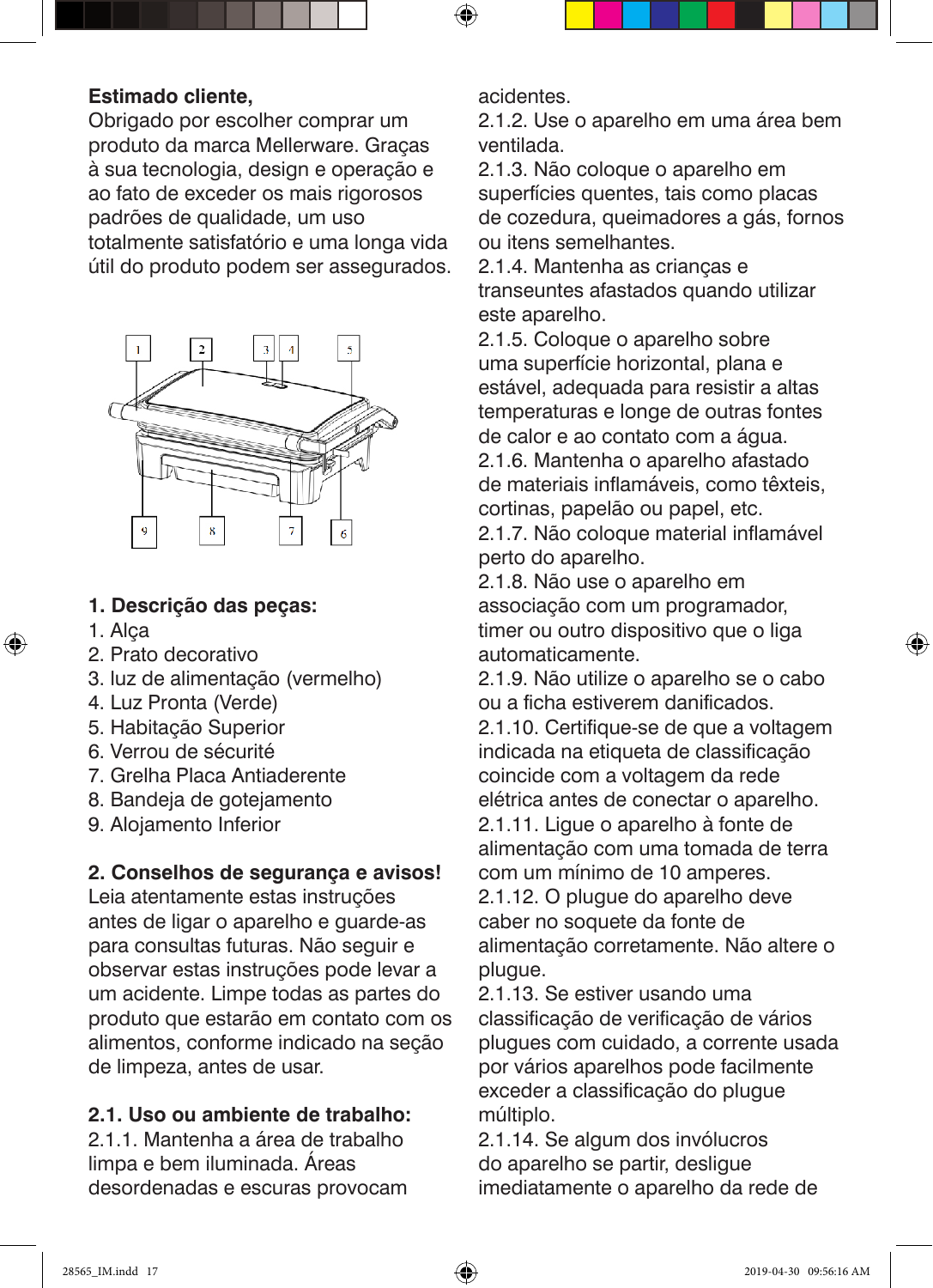**Estimado cliente,**
Obrigado por escolher comprar um produto da marca Mellerware. Graças à sua tecnologia, design e operação e ao fato de exceder os mais rigorosos padrões de qualidade, um uso totalmente satisfatório e uma longa vida útil do produto podem ser assegurados.

## 1. Descrição das peças:

1. Alça
2. Prato decorativo
3. luz de alimentação (vermelho)
4. Luz Pronta (Verde)
5. Habitação Superior
6. Verrou de sécurité
7. Grelha Placa Antiaderente
8. Bandeja de gotejamento
9. Alojamento Inferior

## 2. Conselhos de segurança e avisos!

Leia atentamente estas instruções antes de ligar o aparelho e guarde-as para consultas futuras. Não seguir e observar estas instruções pode levar a um acidente. Limpe todas as partes do produto que estarão em contato com os alimentos, conforme indicado na seção de limpeza, antes de usar.

### 2.1. Uso ou ambiente de trabalho:

2.1.1. Mantenha a área de trabalho limpa e bem iluminada. Áreas desordenadas e escuras provocam acidentes.
2.1.2. Use o aparelho em uma área bem ventilada.
2.1.3. Não coloque o aparelho em superfícies quentes, tais como placas de cozedura, queimadores a gás, fornos ou itens semelhantes.
2.1.4. Mantenha as crianças e transeuntes afastados quando utilizar este aparelho.
2.1.5. Coloque o aparelho sobre uma superfície horizontal, plana e estável, adequada para resistir a altas temperaturas e longe de outras fontes de calor e ao contato com a água.
2.1.6. Mantenha o aparelho afastado de materiais inflamáveis, como têxteis, cortinas, papelão ou papel, etc.
2.1.7. Não coloque material inflamável perto do aparelho.
2.1.8. Não use o aparelho em associação com um programador, timer ou outro dispositivo que o liga automaticamente.
2.1.9. Não utilize o aparelho se o cabo ou a ficha estiverem danificados.
2.1.10. Certifique-se de que a voltagem indicada na etiqueta de classificação coincide com a voltagem da rede elétrica antes de conectar o aparelho.
2.1.11. Ligue o aparelho à fonte de alimentação com uma tomada de terra com um mínimo de 10 amperes.
2.1.12. O plugue do aparelho deve caber no soquete da fonte de alimentação corretamente. Não altere o plugue.
2.1.13. Se estiver usando uma classificação de verificação de vários plugues com cuidado, a corrente usada por vários aparelhos pode facilmente exceder a classificação do plugue múltiplo.
2.1.14. Se algum dos invólucros do aparelho se partir, desligue imediatamente o aparelho da rede de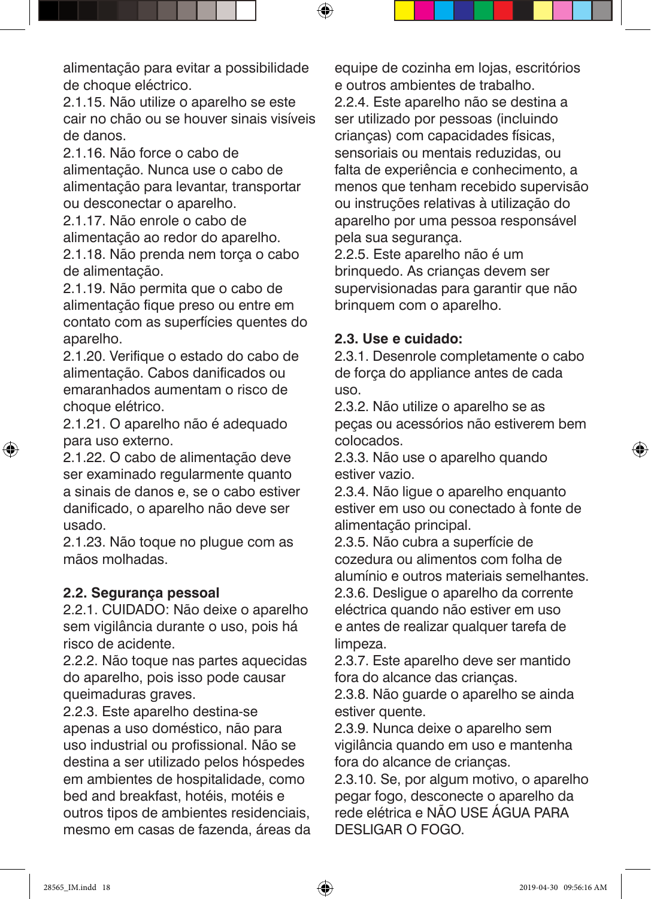alimentação para evitar a possibilidade de choque eléctrico.

2.1.15. Não utilize o aparelho se este cair no chão ou se houver sinais visíveis de danos.

2.1.16. Não force o cabo de alimentação. Nunca use o cabo de alimentação para levantar, transportar ou desconectar o aparelho.

2.1.17. Não enrole o cabo de alimentação ao redor do aparelho.

2.1.18. Não prenda nem torça o cabo de alimentação.

2.1.19. Não permita que o cabo de alimentação fique preso ou entre em contato com as superfícies quentes do aparelho.

2.1.20. Verifique o estado do cabo de alimentação. Cabos danificados ou emaranhados aumentam o risco de choque elétrico.

2.1.21. O aparelho não é adequado para uso externo.

2.1.22. O cabo de alimentação deve ser examinado regularmente quanto a sinais de danos e, se o cabo estiver danificado, o aparelho não deve ser usado.

2.1.23. Não toque no plugue com as mãos molhadas.

**2.2. Segurança pessoal**

2.2.1. CUIDADO: Não deixe o aparelho sem vigilância durante o uso, pois há risco de acidente.

2.2.2. Não toque nas partes aquecidas do aparelho, pois isso pode causar queimaduras graves.

2.2.3. Este aparelho destina-se apenas a uso doméstico, não para uso industrial ou profissional. Não se destina a ser utilizado pelos hóspedes em ambientes de hospitalidade, como bed and breakfast, hotéis, motéis e outros tipos de ambientes residenciais, mesmo em casas de fazenda, áreas da equipe de cozinha em lojas, escritórios e outros ambientes de trabalho.

2.2.4. Este aparelho não se destina a ser utilizado por pessoas (incluindo crianças) com capacidades físicas, sensoriais ou mentais reduzidas, ou falta de experiência e conhecimento, a menos que tenham recebido supervisão ou instruções relativas à utilização do aparelho por uma pessoa responsável pela sua segurança.

2.2.5. Este aparelho não é um brinquedo. As crianças devem ser supervisionadas para garantir que não brinquem com o aparelho.

**2.3. Use e cuidado:**

2.3.1. Desenrole completamente o cabo de força do appliance antes de cada uso.

2.3.2. Não utilize o aparelho se as peças ou acessórios não estiverem bem colocados.

2.3.3. Não use o aparelho quando estiver vazio.

2.3.4. Não ligue o aparelho enquanto estiver em uso ou conectado à fonte de alimentação principal.

2.3.5. Não cubra a superfície de cozedura ou alimentos com folha de alumínio e outros materiais semelhantes.

2.3.6. Desligue o aparelho da corrente eléctrica quando não estiver em uso e antes de realizar qualquer tarefa de limpeza.

2.3.7. Este aparelho deve ser mantido fora do alcance das crianças.

2.3.8. Não guarde o aparelho se ainda estiver quente.

2.3.9. Nunca deixe o aparelho sem vigilância quando em uso e mantenha fora do alcance de crianças.

2.3.10. Se, por algum motivo, o aparelho pegar fogo, desconecte o aparelho da rede elétrica e NÃO USE ÁGUA PARA DESLIGAR O FOGO.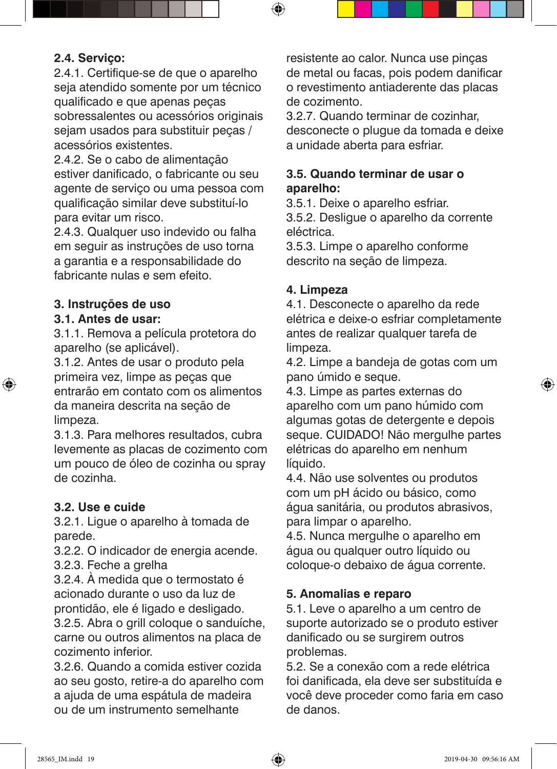**2.4. Serviço:**

2.4.1. Certifique-se de que o aparelho seja atendido somente por um técnico qualificado e que apenas peças sobressalentes ou acessórios originais sejam usados para substituir peças / acessórios existentes.

2.4.2. Se o cabo de alimentação estiver danificado, o fabricante ou seu agente de serviço ou uma pessoa com qualificação similar deve substituí-lo para evitar um risco.

2.4.3. Qualquer uso indevido ou falha em seguir as instruções de uso torna a garantia e a responsabilidade do fabricante nulas e sem efeito.

## 3. Instruções de uso

**3.1. Antes de usar:**

3.1.1. Remova a película protetora do aparelho (se aplicável).

3.1.2. Antes de usar o produto pela primeira vez, limpe as peças que entrarão em contato com os alimentos da maneira descrita na seção de limpeza.

3.1.3. Para melhores resultados, cubra levemente as placas de cozimento com um pouco de óleo de cozinha ou spray de cozinha.

**3.2. Use e cuide**

3.2.1. Ligue o aparelho à tomada de parede.

3.2.2. O indicador de energia acende.

3.2.3. Feche a grelha

3.2.4. À medida que o termostato é acionado durante o uso da luz de prontidão, ele é ligado e desligado.

3.2.5. Abra o grill coloque o sanduíche, carne ou outros alimentos na placa de cozimento inferior.

3.2.6. Quando a comida estiver cozida ao seu gosto, retire-a do aparelho com a ajuda de uma espátula de madeira ou de um instrumento semelhante resistente ao calor. Nunca use pinças de metal ou facas, pois podem danificar o revestimento antiaderente das placas de cozimento.

3.2.7. Quando terminar de cozinhar, desconecte o plugue da tomada e deixe a unidade aberta para esfriar.

**3.5. Quando terminar de usar o aparelho:**

3.5.1. Deixe o aparelho esfriar.

3.5.2. Desligue o aparelho da corrente eléctrica.

3.5.3. Limpe o aparelho conforme descrito na seção de limpeza.

## 4. Limpeza

4.1. Desconecte o aparelho da rede elétrica e deixe-o esfriar completamente antes de realizar qualquer tarefa de limpeza.

4.2. Limpe a bandeja de gotas com um pano úmido e seque.

4.3. Limpe as partes externas do aparelho com um pano húmido com algumas gotas de detergente e depois seque. CUIDADO! Não mergulhe partes elétricas do aparelho em nenhum líquido.

4.4. Não use solventes ou produtos com um pH ácido ou básico, como água sanitária, ou produtos abrasivos, para limpar o aparelho.

4.5. Nunca mergulhe o aparelho em água ou qualquer outro líquido ou coloque-o debaixo de água corrente.

## 5. Anomalias e reparo

5.1. Leve o aparelho a um centro de suporte autorizado se o produto estiver danificado ou se surgirem outros problemas.

5.2. Se a conexão com a rede elétrica foi danificada, ela deve ser substituída e você deve proceder como faria em caso de danos.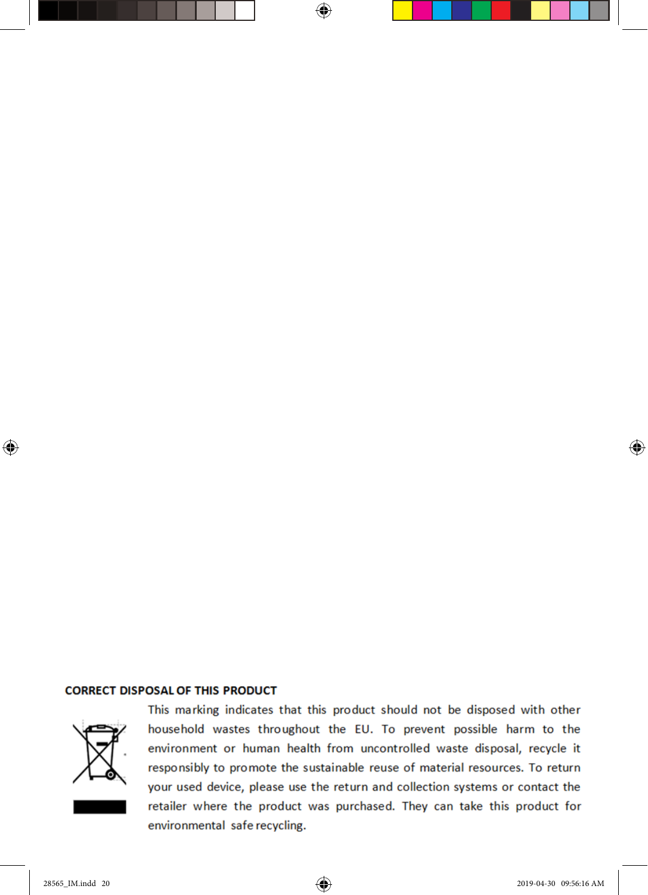**CORRECT DISPOSAL OF THIS PRODUCT**

This marking indicates that this product should not be disposed with other household wastes throughout the EU. To prevent possible harm to the environment or human health from uncontrolled waste disposal, recycle it responsibly to promote the sustainable reuse of material resources. To return your used device, please use the return and collection systems or contact the retailer where the product was purchased. They can take this product for environmental safe recycling.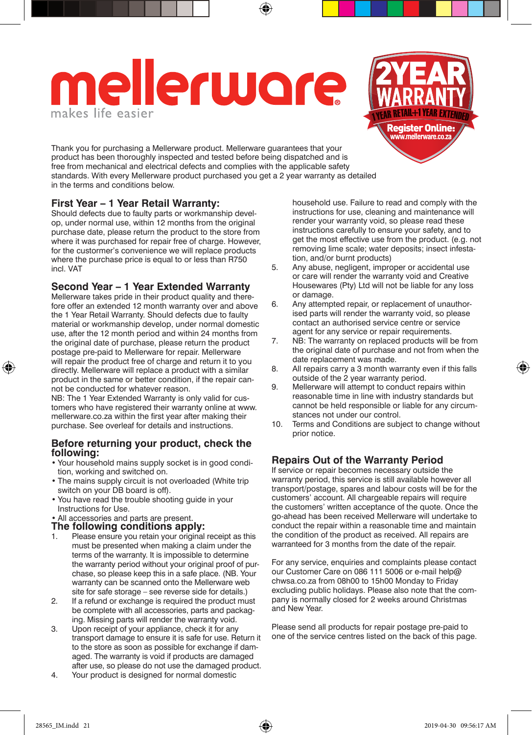# mellerware

makes life easier

**2YEAR WARRANTY**
**1 YEAR RETAIL+1 YEAR EXTENDED**
**Register Online:** www.mellerware.co.za

Thank you for purchasing a Mellerware product. Mellerware guarantees that your product has been thoroughly inspected and tested before being dispatched and is free from mechanical and electrical defects and complies with the applicable safety standards. With every Mellerware product purchased you get a 2 year warranty as detailed in the terms and conditions below.

## First Year – 1 Year Retail Warranty:

Should defects due to faulty parts or workmanship develop, under normal use, within 12 months from the original purchase date, please return the product to the store from where it was purchased for repair free of charge. However, for the costumer's convenience we will replace products where the purchase price is equal to or less than R750 incl. VAT

## Second Year – 1 Year Extended Warranty

Mellerware takes pride in their product quality and therefore offer an extended 12 month warranty over and above the 1 Year Retail Warranty. Should defects due to faulty material or workmanship develop, under normal domestic use, after the 12 month period and within 24 months from the original date of purchase, please return the product postage pre-paid to Mellerware for repair. Mellerware will repair the product free of charge and return it to you directly. Mellerware will replace a product with a similar product in the same or better condition, if the repair cannot be conducted for whatever reason.
NB: The 1 Year Extended Warranty is only valid for customers who have registered their warranty online at www.mellerware.co.za within the first year after making their purchase. See overleaf for details and instructions.

## Before returning your product, check the following:

- Your household mains supply socket is in good condition, working and switched on.
- The mains supply circuit is not overloaded (White trip switch on your DB board is off).
- You have read the trouble shooting guide in your Instructions for Use.
- All accessories and parts are present.

## The following conditions apply:

1. Please ensure you retain your original receipt as this must be presented when making a claim under the terms of the warranty. It is impossible to determine the warranty period without your original proof of purchase, so please keep this in a safe place. (NB. Your warranty can be scanned onto the Mellerware web site for safe storage – see reverse side for details.)
2. If a refund or exchange is required the product must be complete with all accessories, parts and packaging. Missing parts will render the warranty void.
3. Upon receipt of your appliance, check it for any transport damage to ensure it is safe for use. Return it to the store as soon as possible for exchange if damaged. The warranty is void if products are damaged after use, so please do not use the damaged product.
4. Your product is designed for normal domestic household use. Failure to read and comply with the instructions for use, cleaning and maintenance will render your warranty void, so please read these instructions carefully to ensure your safety, and to get the most effective use from the product. (e.g. not removing lime scale; water deposits; insect infestation, and/or burnt products)
5. Any abuse, negligent, improper or accidental use or care will render the warranty void and Creative Housewares (Pty) Ltd will not be liable for any loss or damage.
6. Any attempted repair, or replacement of unauthorised parts will render the warranty void, so please contact an authorised service centre or service agent for any service or repair requirements.
7. NB: The warranty on replaced products will be from the original date of purchase and not from when the date replacement was made.
8. All repairs carry a 3 month warranty even if this falls outside of the 2 year warranty period.
9. Mellerware will attempt to conduct repairs within reasonable time in line with industry standards but cannot be held responsible or liable for any circumstances not under our control.
10. Terms and Conditions are subject to change without prior notice.

## Repairs Out of the Warranty Period

If service or repair becomes necessary outside the warranty period, this service is still available however all transport/postage, spares and labour costs will be for the customers' account. All chargeable repairs will require the customers' written acceptance of the quote. Once the go-ahead has been received Mellerware will undertake to conduct the repair within a reasonable time and maintain the condition of the product as received. All repairs are warranteed for 3 months from the date of the repair.

For any service, enquiries and complaints please contact our Customer Care on 086 111 5006 or e-mail help@chwsa.co.za from 08h00 to 15h00 Monday to Friday excluding public holidays. Please also note that the company is normally closed for 2 weeks around Christmas and New Year.

Please send all products for repair postage pre-paid to one of the service centres listed on the back of this page.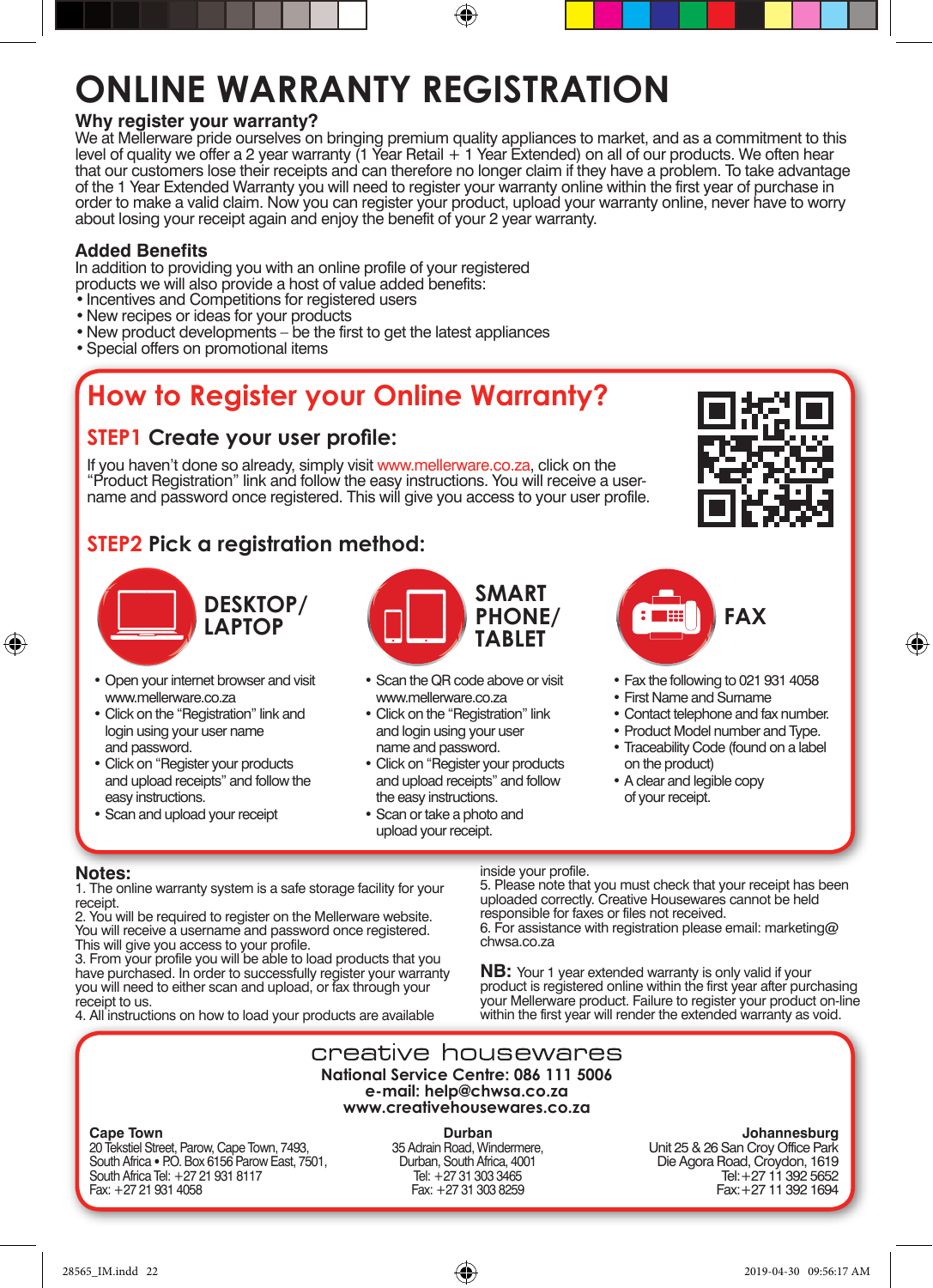# ONLINE WARRANTY REGISTRATION

### Why register your warranty?

We at Mellerware pride ourselves on bringing premium quality appliances to market, and as a commitment to this level of quality we offer a 2 year warranty (1 Year Retail + 1 Year Extended) on all of our products. We often hear that our customers lose their receipts and can therefore no longer claim if they have a problem. To take advantage of the 1 Year Extended Warranty you will need to register your warranty online within the first year of purchase in order to make a valid claim. Now you can register your product, upload your warranty online, never have to worry about losing your receipt again and enjoy the benefit of your 2 year warranty.

### Added Benefits

In addition to providing you with an online profile of your registered products we will also provide a host of value added benefits:

- Incentives and Competitions for registered users
- New recipes or ideas for your products
- New product developments – be the first to get the latest appliances
- Special offers on promotional items

## How to Register your Online Warranty?

### STEP1 Create your user profile:

If you haven't done so already, simply visit www.mellerware.co.za, click on the "Product Registration" link and follow the easy instructions. You will receive a user-name and password once registered. This will give you access to your user profile.

### STEP2 Pick a registration method:

#### DESKTOP/ LAPTOP

- Open your internet browser and visit www.mellerware.co.za
- Click on the "Registration" link and login using your user name and password.
- Click on "Register your products and upload receipts" and follow the easy instructions.
- Scan and upload your receipt

#### SMART PHONE/ TABLET

- Scan the QR code above or visit www.mellerware.co.za
- Click on the "Registration" link and login using your user name and password.
- Click on "Register your products and upload receipts" and follow the easy instructions.
- Scan or take a photo and upload your receipt.

#### FAX

- Fax the following to 021 931 4058
- First Name and Surname
- Contact telephone and fax number.
- Product Model number and Type.
- Traceability Code (found on a label on the product)
- A clear and legible copy of your receipt.

### Notes:

1. The online warranty system is a safe storage facility for your receipt.
2. You will be required to register on the Mellerware website. You will receive a username and password once registered. This will give you access to your profile.
3. From your profile you will be able to load products that you have purchased. In order to successfully register your warranty you will need to either scan and upload, or fax through your receipt to us.
4. All instructions on how to load your products are available inside your profile.
5. Please note that you must check that your receipt has been uploaded correctly. Creative Housewares cannot be held responsible for faxes or files not received.
6. For assistance with registration please email: marketing@chwsa.co.za

**NB:** Your 1 year extended warranty is only valid if your product is registered online within the first year after purchasing your Mellerware product. Failure to register your product on-line within the first year will render the extended warranty as void.

## creative housewares

**National Service Centre: 086 111 5006**
**e-mail: help@chwsa.co.za**
**www.creativehousewares.co.za**

**Cape Town**
20 Tekstiel Street, Parow, Cape Town, 7493,
South Africa • P.O. Box 6156 Parow East, 7501,
South Africa Tel: +27 21 931 8117
Fax: +27 21 931 4058

**Durban**
35 Adrain Road, Windermere,
Durban, South Africa, 4001
Tel: +27 31 303 3465
Fax: +27 31 303 8259

**Johannesburg**
Unit 25 & 26 San Croy Office Park
Die Agora Road, Croydon, 1619
Tel: +27 11 392 5652
Fax: +27 11 392 1694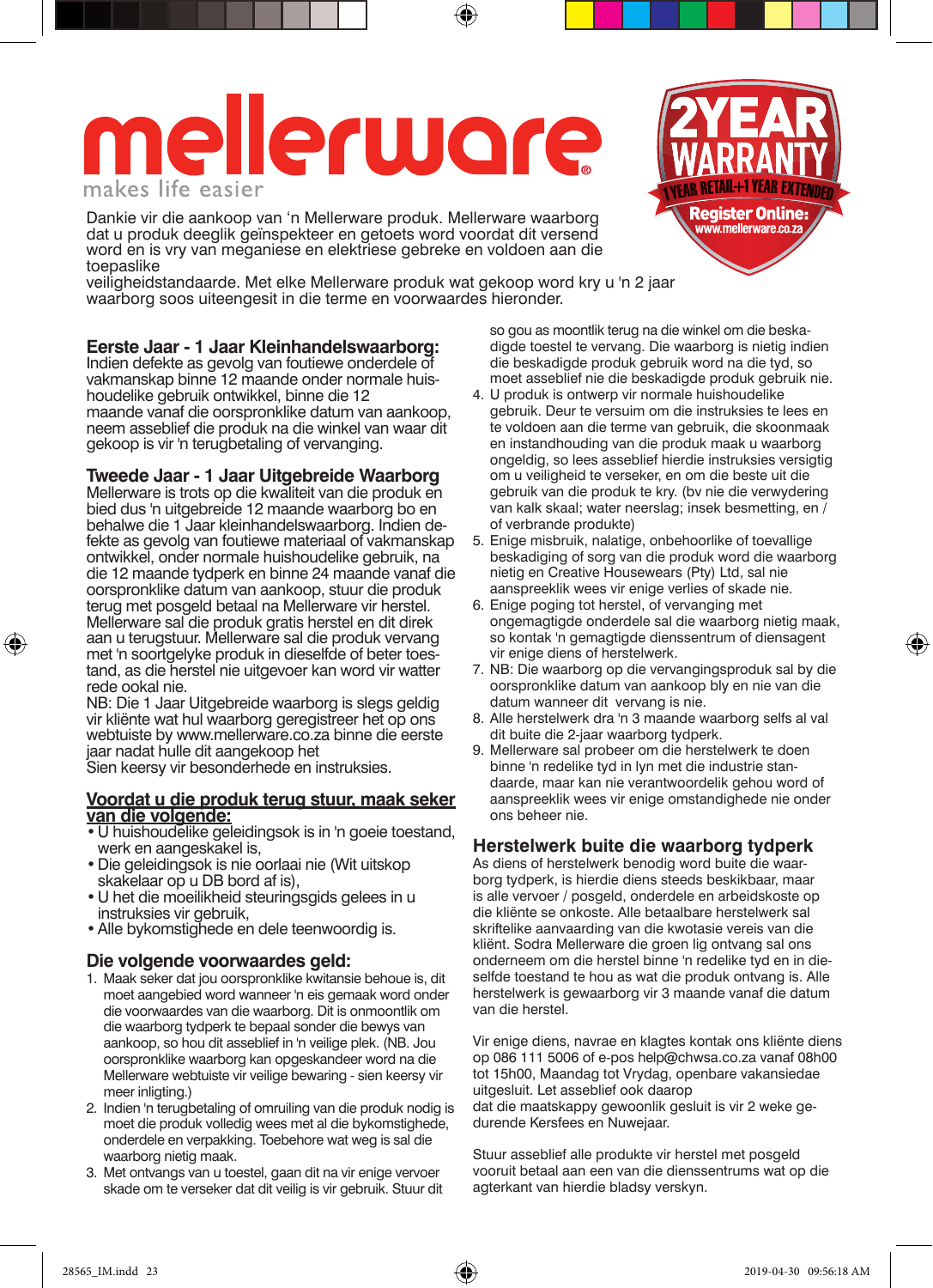# mellerware

makes life easier

2YEAR WARRANTY

1YEAR RETAIL+1 YEAR EXTENDED

Register Online: www.mellerware.co.za

Dankie vir die aankoop van 'n Mellerware produk. Mellerware waarborg dat u produk deeglik geïnspekteer en getoets word voordat dit versend word en is vry van meganiese en elektriese gebreke en voldoen aan die toepaslike
veiligheidstandaarde. Met elke Mellerware produk wat gekoop word kry u 'n 2 jaar waarborg soos uiteengesit in die terme en voorwaardes hieronder.

## Eerste Jaar - 1 Jaar Kleinhandelswaarborg:

Indien defekte as gevolg van foutiewe onderdele of vakmanskap binne 12 maande onder normale huishoudelike gebruik ontwikkel, binne die 12 maande vanaf die oorspronklike datum van aankoop, neem asseblief die produk na die winkel van waar dit gekoop is vir 'n terugbetaling of vervanging.

## Tweede Jaar - 1 Jaar Uitgebreide Waarborg

Mellerware is trots op die kwaliteit van die produk en bied dus 'n uitgebreide 12 maande waarborg bo en behalwe die 1 Jaar kleinhandelswaarborg. Indien defekte as gevolg van foutiewe materiaal of vakmanskap ontwikkel, onder normale huishoudelike gebruik, na die 12 maande tydperk en binne 24 maande vanaf die oorspronklike datum van aankoop, stuur die produk terug met posgeld betaal na Mellerware vir herstel. Mellerware sal die produk gratis herstel en dit direk aan u terugstuur. Mellerware sal die produk vervang met 'n soortgelyke produk in dieselfde of beter toestand, as die herstel nie uitgevoer kan word vir watter rede ookal nie.
NB: Die 1 Jaar Uitgebreide waarborg is slegs geldig vir kliënte wat hul waarborg geregistreer het op ons webtuiste by www.mellerware.co.za binne die eerste jaar nadat hulle dit aangekoop het
Sien keersy vir besonderhede en instruksies.

## Voordat u die produk terug stuur, maak seker van die volgende:

- U huishoudelike geleidingsok is in 'n goeie toestand, werk en aangeskakel is,
- Die geleidingsok is nie oorlaai nie (Wit uitskop skakelaar op u DB bord af is),
- U het die moeilikheid steuringsgids gelees in u instruksies vir gebruik,
- Alle bykomstighede en dele teenwoordig is.

## Die volgende voorwaardes geld:

1. Maak seker dat jou oorspronklike kwitansie behoue is, dit moet aangebied word wanneer 'n eis gemaak word onder die voorwaardes van die waarborg. Dit is onmoontlik om die waarborg tydperk te bepaal sonder die bewys van aankoop, so hou dit asseblief in 'n veilige plek. (NB. Jou oorspronklike waarborg kan opgeskandeer word na die Mellerware webtuiste vir veilige bewaring - sien keersy vir meer inligting.)
2. Indien 'n terugbetaling of omruiling van die produk nodig is moet die produk volledig wees met al die bykomstighede, onderdele en verpakking. Toebehore wat weg is sal die waarborg nietig maak.
3. Met ontvangs van u toestel, gaan dit na vir enige vervoer skade om te verseker dat dit veilig is vir gebruik. Stuur dit so gou as moontlik terug na die winkel om die beskadigde toestel te vervang. Die waarborg is nietig indien die beskadigde produk gebruik word na die tyd, so moet asseblief nie die beskadigde produk gebruik nie.
4. U produk is ontwerp vir normale huishoudelike gebruik. Deur te versuim om die instruksies te lees en te voldoen aan die terme van gebruik, die skoonmaak en instandhouding van die produk maak u waarborg ongeldig, so lees asseblief hierdie instruksies versigtig om u veiligheid te verseker, en om die beste uit die gebruik van die produk te kry. (bv nie die verwydering van kalk skaal; water neerslag; insek besmetting, en / of verbrande produkte)
5. Enige misbruik, nalatige, onbehoorlike of toevallige beskadiging of sorg van die produk word die waarborg nietig en Creative Housewears (Pty) Ltd, sal nie aanspreeklik wees vir enige verlies of skade nie.
6. Enige poging tot herstel, of vervanging met ongemagtigde onderdele sal die waarborg nietig maak, so kontak 'n gemagtigde dienssentrum of diensagent vir enige diens of herstelwerk.
7. NB: Die waarborg op die vervangingsproduk sal by die oorspronklike datum van aankoop bly en nie van die datum wanneer dit vervang is nie.
8. Alle herstelwerk dra 'n 3 maande waarborg selfs al val dit buite die 2-jaar waarborg tydperk.
9. Mellerware sal probeer om die herstelwerk te doen binne 'n redelike tyd in lyn met die industrie standaarde, maar kan nie verantwoordelik gehou word of aanspreeklik wees vir enige omstandighede nie onder ons beheer nie.

## Herstelwerk buite die waarborg tydperk

As diens of herstelwerk benodig word buite die waarborg tydperk, is hierdie diens steeds beskikbaar, maar is alle vervoer / posgeld, onderdele en arbeidskoste op die kliënte se onkoste. Alle betaalbare herstelwerk sal skriftelike aanvaarding van die kwotasie vereis van die kliënt. Sodra Mellerware die groen lig ontvang sal ons onderneem om die herstel binne 'n redelike tyd en in dieselfde toestand te hou as wat die produk ontvang is. Alle herstelwerk is gewaarborg vir 3 maande vanaf die datum van die herstel.

Vir enige diens, navrae en klagtes kontak ons kliënte diens op 086 111 5006 of e-pos help@chwsa.co.za vanaf 08h00 tot 15h00, Maandag tot Vrydag, openbare vakansiedae uitgesluit. Let asseblief ook daarop
dat die maatskappy gewoonlik gesluit is vir 2 weke gedurende Kersfees en Nuwejaar.

Stuur asseblief alle produkte vir herstel met posgeld vooruit betaal aan een van die dienssentrums wat op die agterkant van hierdie bladsy verskyn.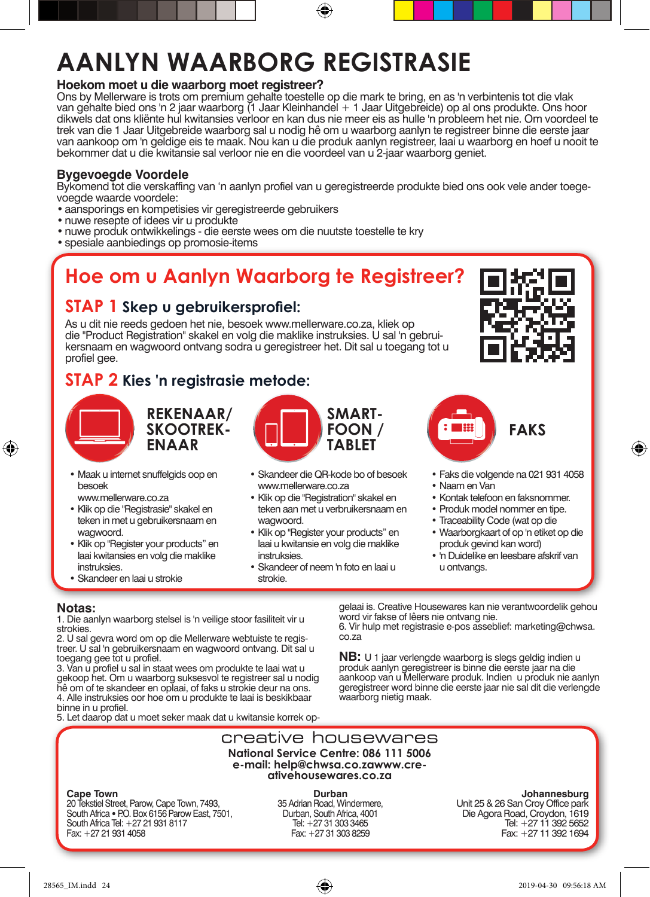# AANLYN WAARBORG REGISTRASIE

## Hoekom moet u die waarborg moet registreer?

Ons by Mellerware is trots om premium gehalte toestelle op die mark te bring, en as 'n verbintenis tot die vlak van gehalte bied ons 'n 2 jaar waarborg (1 Jaar Kleinhandel + 1 Jaar Uitgebreide) op al ons produkte. Ons hoor dikwels dat ons kliënte hul kwitansies verloor en kan dus nie meer eis as hulle 'n probleem het nie. Om voordeel te trek van die 1 Jaar Uitgebreide waarborg sal u nodig hê om u waarborg aanlyn te registreer binne die eerste jaar van aankoop om 'n geldige eis te maak. Nou kan u die produk aanlyn registreer, laai u waarborg en hoef u nooit te bekommer dat u die kwitansie sal verloor nie en die voordeel van u 2-jaar waarborg geniet.

## Bygevoegde Voordele

Bykomend tot die verskaffing van 'n aanlyn profiel van u geregistreerde produkte bied ons ook vele ander toegevoegde waarde voordele:

- aansporings en kompetisies vir geregistreerde gebruikers
- nuwe resepte of idees vir u produkte
- nuwe produk ontwikkelings - die eerste wees om die nuutste toestelle te kry
- spesiale aanbiedings op promosie-items

## Hoe om u Aanlyn Waarborg te Registreer?

### STAP 1 Skep u gebruikersprofiel:

As u dit nie reeds gedoen het nie, besoek www.mellerware.co.za, kliek op die "Product Registration" skakel en volg die maklike instruksies. U sal 'n gebruikersnaam en wagwoord ontvang sodra u geregistreer het. Dit sal u toegang tot u profiel gee.

### STAP 2 Kies 'n registrasie metode:

**REKENAAR/ SKOOTREKENAAR**

- Maak u internet snuffelgids oop en besoek www.mellerware.co.za
- Klik op die "Registrasie" skakel en teken in met u gebruikersnaam en wagwoord.
- Klik op "Register your products" en laai kwitansies en volg die maklike instruksies.
- Skandeer en laai u strokie

**SMARTFOON / TABLET**

- Skandeer die QR-kode bo of besoek www.mellerware.co.za
- Klik op die "Registration" skakel en teken aan met u verbruikersnaam en wagwoord.
- Klik op "Register your products" en laai u kwitansie en volg die maklike instruksies.
- Skandeer of neem 'n foto en laai u strokie.

**FAKS**

- Faks die volgende na 021 931 4058
- Naam en Van
- Kontak telefoon en faksnommer.
- Produk model nommer en tipe.
- Traceability Code (wat op die
- Waarborgkaart of op 'n etiket op die produk gevind kan word)
- 'n Duidelike en leesbare afskrif van u ontvangs.

## Notas:

1. Die aanlyn waarborg stelsel is 'n veilige stoor fasiliteit vir u strokies.
2. U sal gevra word om op die Mellerware webtuiste te registreer. U sal 'n gebruikersnaam en wagwoord ontvang. Dit sal u toegang gee tot u profiel.
3. Van u profiel u sal in staat wees om produkte te laai wat u gekoop het. Om u waarborg suksesvol te registreer sal u nodig hê om of te skandeer en oplaai, of faks u strokie deur na ons.
4. Alle instruksies oor hoe om u produkte te laai is beskikbaar binne in u profiel.
5. Let daarop dat u moet seker maak dat u kwitansie korrek opgelaai is. Creative Housewares kan nie verantwoordelik gehou word vir fakse of lêers nie ontvang nie.
6. Vir hulp met registrasie e-pos asseblief: marketing@chwsa.co.za

**NB:** U 1 jaar verlengde waarborg is slegs geldig indien u produk aanlyn geregistreer is binne die eerste jaar na die aankoop van u Mellerware produk. Indien u produk nie aanlyn geregistreer word binne die eerste jaar nie sal dit die verlengde waarborg nietig maak.

creative housewares

**National Service Centre: 086 111 5006**
**e-mail: help@chwsa.co.zawww.creativehousewares.co.za**

**Cape Town**
20 Tekstiel Street, Parow, Cape Town, 7493, South Africa • P.O. Box 6156 Parow East, 7501, South Africa Tel: +27 21 931 8117
Fax: +27 21 931 4058

**Durban**
35 Adrian Road, Windermere, Durban, South Africa, 4001
Tel: +27 31 303 3465
Fax: +27 31 303 8259

**Johannesburg**
Unit 25 & 26 San Croy Office park
Die Agora Road, Croydon, 1619
Tel: +27 11 392 5652
Fax: +27 11 392 1694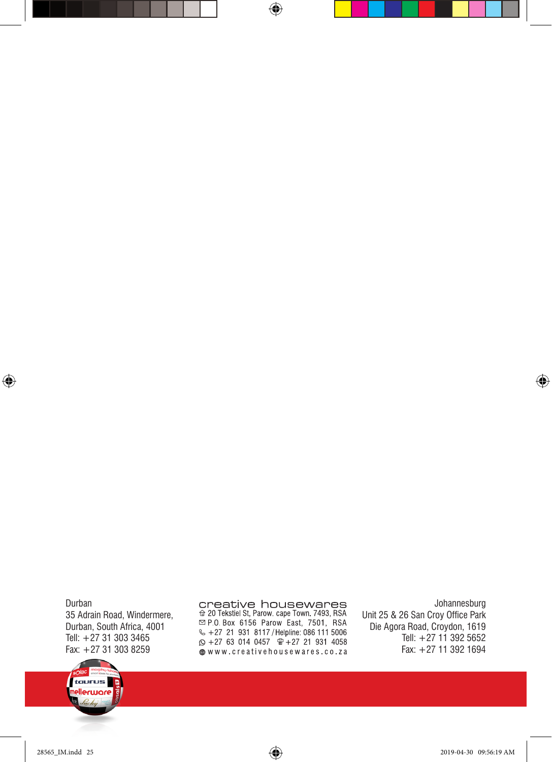Durban
35 Adrain Road, Windermere,
Durban, South Africa, 4001
Tell: +27 31 303 3465
Fax: +27 31 303 8259

creative housewares
20 Tekstiel St, Parow. cape Town. 7493, RSA
P.O. Box 6156 Parow East, 7501, RSA
+27 21 931 8117 / Helpline: 086 111 5006
+27 63 014 0457 +27 21 931 4058
www.creativehousewares.co.za

Johannesburg
Unit 25 & 26 San Croy Office Park
Die Agora Road, Croydon, 1619
Tell: +27 11 392 5652
Fax: +27 11 392 1694